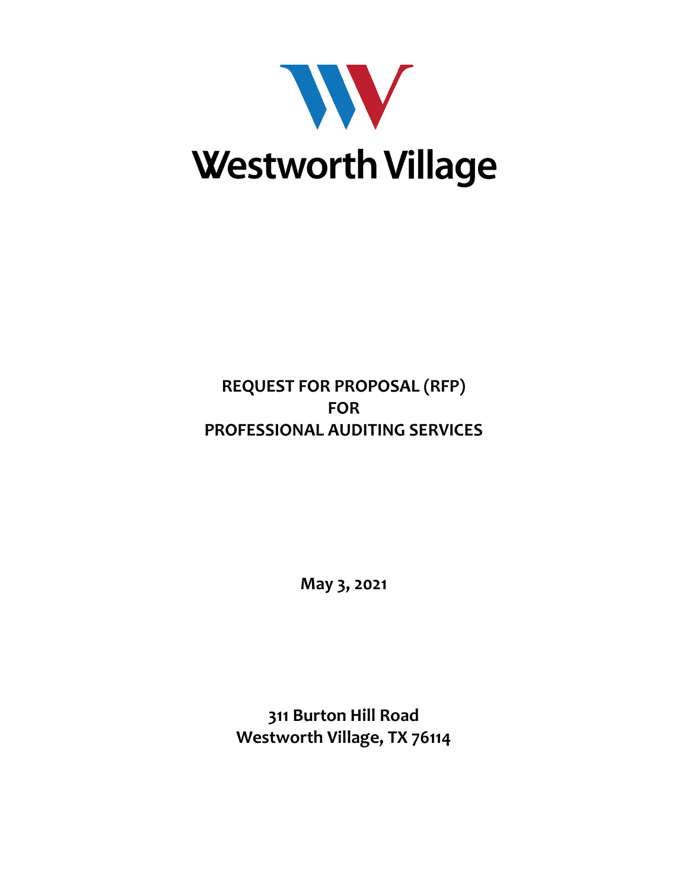# Westworth Village

**REQUEST FOR PROPOSAL (RFP)**
**FOR**
**PROFESSIONAL AUDITING SERVICES**

**May 3, 2021**

**311 Burton Hill Road**
**Westworth Village, TX 76114**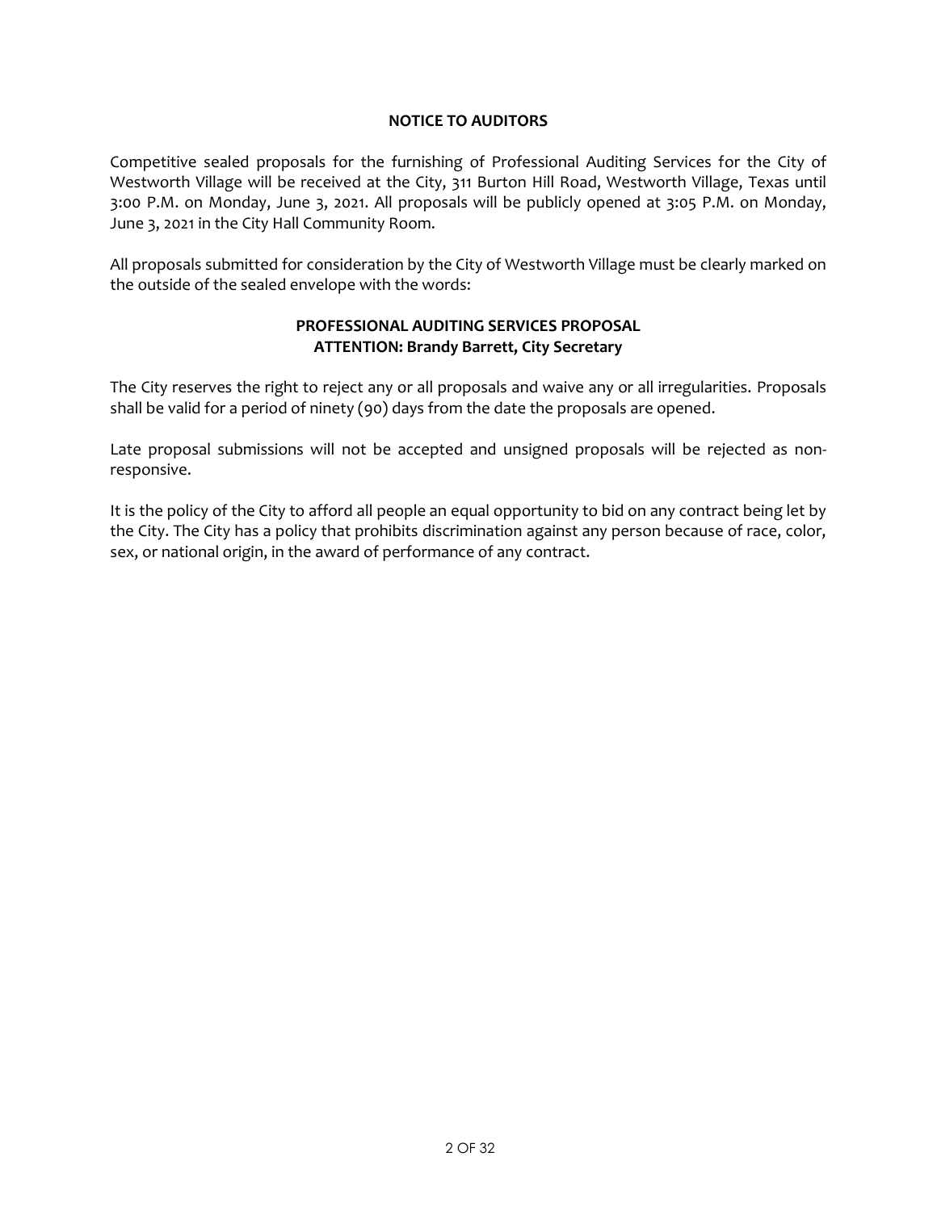# NOTICE TO AUDITORS

Competitive sealed proposals for the furnishing of Professional Auditing Services for the City of Westworth Village will be received at the City, 311 Burton Hill Road, Westworth Village, Texas until 3:00 P.M. on Monday, June 3, 2021. All proposals will be publicly opened at 3:05 P.M. on Monday, June 3, 2021 in the City Hall Community Room.

All proposals submitted for consideration by the City of Westworth Village must be clearly marked on the outside of the sealed envelope with the words:

**PROFESSIONAL AUDITING SERVICES PROPOSAL**
**ATTENTION: Brandy Barrett, City Secretary**

The City reserves the right to reject any or all proposals and waive any or all irregularities. Proposals shall be valid for a period of ninety (90) days from the date the proposals are opened.

Late proposal submissions will not be accepted and unsigned proposals will be rejected as non-responsive.

It is the policy of the City to afford all people an equal opportunity to bid on any contract being let by the City. The City has a policy that prohibits discrimination against any person because of race, color, sex, or national origin, in the award of performance of any contract.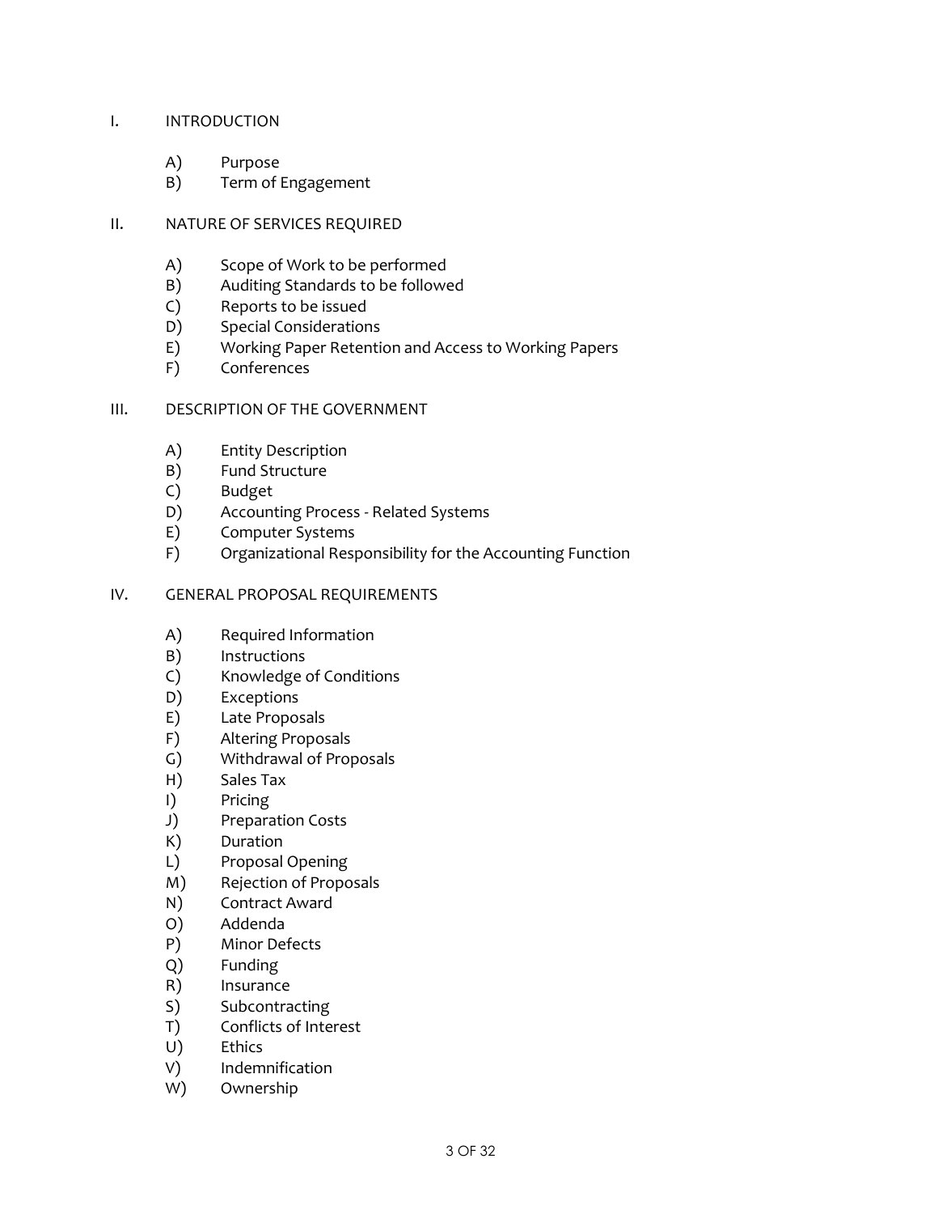I. INTRODUCTION

- A) Purpose
- B) Term of Engagement

II. NATURE OF SERVICES REQUIRED

- A) Scope of Work to be performed
- B) Auditing Standards to be followed
- C) Reports to be issued
- D) Special Considerations
- E) Working Paper Retention and Access to Working Papers
- F) Conferences

III. DESCRIPTION OF THE GOVERNMENT

- A) Entity Description
- B) Fund Structure
- C) Budget
- D) Accounting Process - Related Systems
- E) Computer Systems
- F) Organizational Responsibility for the Accounting Function

IV. GENERAL PROPOSAL REQUIREMENTS

- A) Required Information
- B) Instructions
- C) Knowledge of Conditions
- D) Exceptions
- E) Late Proposals
- F) Altering Proposals
- G) Withdrawal of Proposals
- H) Sales Tax
- I) Pricing
- J) Preparation Costs
- K) Duration
- L) Proposal Opening
- M) Rejection of Proposals
- N) Contract Award
- O) Addenda
- P) Minor Defects
- Q) Funding
- R) Insurance
- S) Subcontracting
- T) Conflicts of Interest
- U) Ethics
- V) Indemnification
- W) Ownership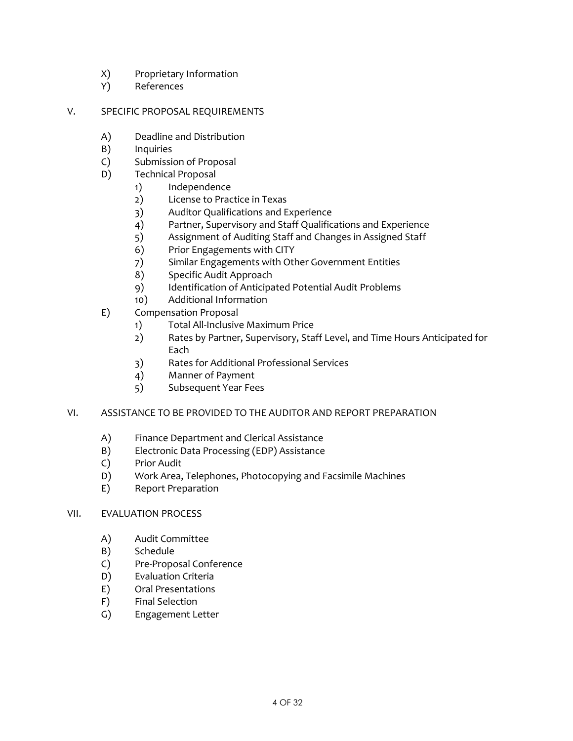- X) Proprietary Information
- Y) References

V. SPECIFIC PROPOSAL REQUIREMENTS

- A) Deadline and Distribution
- B) Inquiries
- C) Submission of Proposal
- D) Technical Proposal
  - 1) Independence
  - 2) License to Practice in Texas
  - 3) Auditor Qualifications and Experience
  - 4) Partner, Supervisory and Staff Qualifications and Experience
  - 5) Assignment of Auditing Staff and Changes in Assigned Staff
  - 6) Prior Engagements with CITY
  - 7) Similar Engagements with Other Government Entities
  - 8) Specific Audit Approach
  - 9) Identification of Anticipated Potential Audit Problems
  - 10) Additional Information
- E) Compensation Proposal
  - 1) Total All-Inclusive Maximum Price
  - 2) Rates by Partner, Supervisory, Staff Level, and Time Hours Anticipated for Each
  - 3) Rates for Additional Professional Services
  - 4) Manner of Payment
  - 5) Subsequent Year Fees

VI. ASSISTANCE TO BE PROVIDED TO THE AUDITOR AND REPORT PREPARATION

- A) Finance Department and Clerical Assistance
- B) Electronic Data Processing (EDP) Assistance
- C) Prior Audit
- D) Work Area, Telephones, Photocopying and Facsimile Machines
- E) Report Preparation

VII. EVALUATION PROCESS

- A) Audit Committee
- B) Schedule
- C) Pre-Proposal Conference
- D) Evaluation Criteria
- E) Oral Presentations
- F) Final Selection
- G) Engagement Letter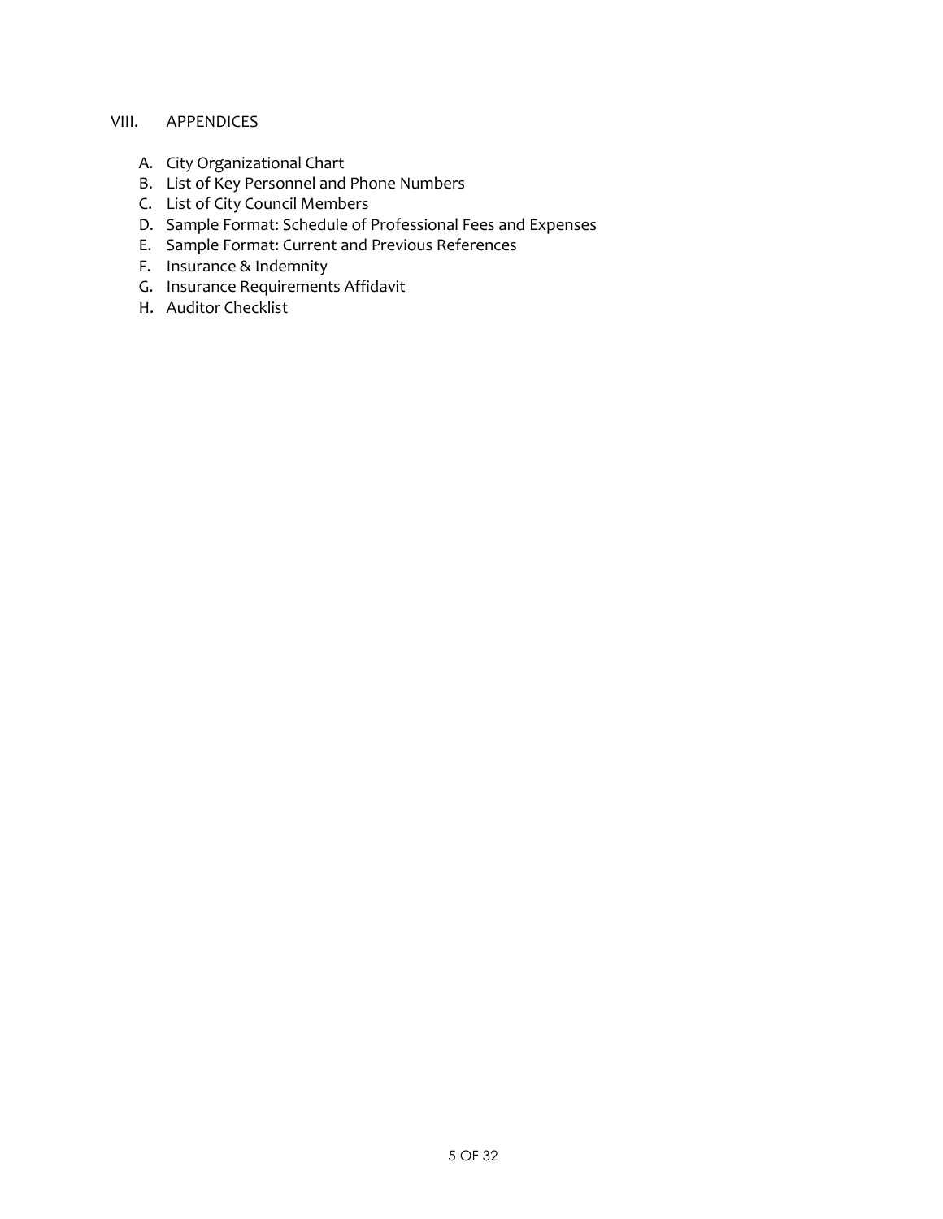## VIII. APPENDICES

A. City Organizational Chart
B. List of Key Personnel and Phone Numbers
C. List of City Council Members
D. Sample Format: Schedule of Professional Fees and Expenses
E. Sample Format: Current and Previous References
F. Insurance & Indemnity
G. Insurance Requirements Affidavit
H. Auditor Checklist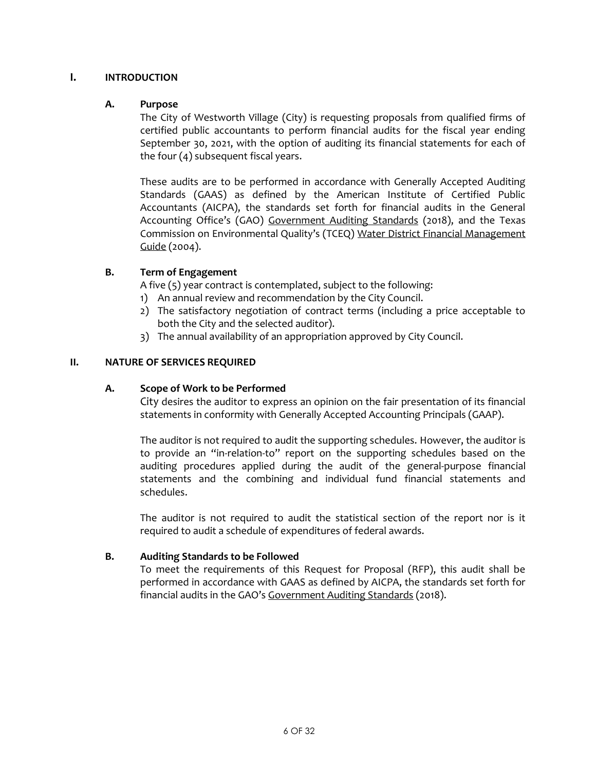# I. INTRODUCTION

## A. Purpose

The City of Westworth Village (City) is requesting proposals from qualified firms of certified public accountants to perform financial audits for the fiscal year ending September 30, 2021, with the option of auditing its financial statements for each of the four (4) subsequent fiscal years.

These audits are to be performed in accordance with Generally Accepted Auditing Standards (GAAS) as defined by the American Institute of Certified Public Accountants (AICPA), the standards set forth for financial audits in the General Accounting Office's (GAO) Government Auditing Standards (2018), and the Texas Commission on Environmental Quality's (TCEQ) Water District Financial Management Guide (2004).

## B. Term of Engagement

A five (5) year contract is contemplated, subject to the following:

1) An annual review and recommendation by the City Council.
2) The satisfactory negotiation of contract terms (including a price acceptable to both the City and the selected auditor).
3) The annual availability of an appropriation approved by City Council.

# II. NATURE OF SERVICES REQUIRED

## A. Scope of Work to be Performed

City desires the auditor to express an opinion on the fair presentation of its financial statements in conformity with Generally Accepted Accounting Principals (GAAP).

The auditor is not required to audit the supporting schedules. However, the auditor is to provide an "in-relation-to" report on the supporting schedules based on the auditing procedures applied during the audit of the general-purpose financial statements and the combining and individual fund financial statements and schedules.

The auditor is not required to audit the statistical section of the report nor is it required to audit a schedule of expenditures of federal awards.

## B. Auditing Standards to be Followed

To meet the requirements of this Request for Proposal (RFP), this audit shall be performed in accordance with GAAS as defined by AICPA, the standards set forth for financial audits in the GAO's Government Auditing Standards (2018).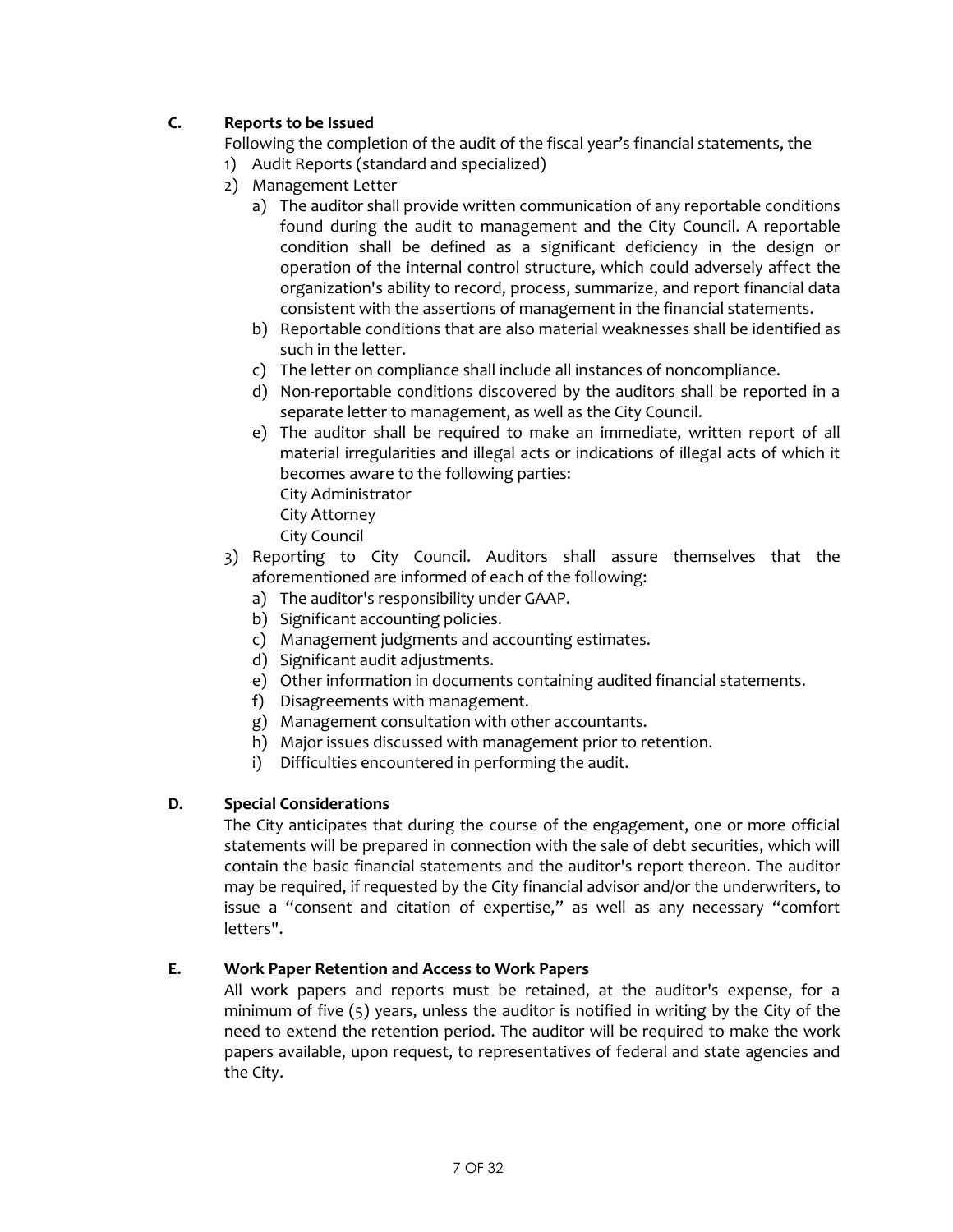## C. Reports to be Issued

Following the completion of the audit of the fiscal year's financial statements, the

1) Audit Reports (standard and specialized)
2) Management Letter
   a) The auditor shall provide written communication of any reportable conditions found during the audit to management and the City Council. A reportable condition shall be defined as a significant deficiency in the design or operation of the internal control structure, which could adversely affect the organization's ability to record, process, summarize, and report financial data consistent with the assertions of management in the financial statements.
   b) Reportable conditions that are also material weaknesses shall be identified as such in the letter.
   c) The letter on compliance shall include all instances of noncompliance.
   d) Non-reportable conditions discovered by the auditors shall be reported in a separate letter to management, as well as the City Council.
   e) The auditor shall be required to make an immediate, written report of all material irregularities and illegal acts or indications of illegal acts of which it becomes aware to the following parties:
      City Administrator
      City Attorney
      City Council
3) Reporting to City Council. Auditors shall assure themselves that the aforementioned are informed of each of the following:
   a) The auditor's responsibility under GAAP.
   b) Significant accounting policies.
   c) Management judgments and accounting estimates.
   d) Significant audit adjustments.
   e) Other information in documents containing audited financial statements.
   f) Disagreements with management.
   g) Management consultation with other accountants.
   h) Major issues discussed with management prior to retention.
   i) Difficulties encountered in performing the audit.

## D. Special Considerations

The City anticipates that during the course of the engagement, one or more official statements will be prepared in connection with the sale of debt securities, which will contain the basic financial statements and the auditor's report thereon. The auditor may be required, if requested by the City financial advisor and/or the underwriters, to issue a "consent and citation of expertise," as well as any necessary "comfort letters".

## E. Work Paper Retention and Access to Work Papers

All work papers and reports must be retained, at the auditor's expense, for a minimum of five (5) years, unless the auditor is notified in writing by the City of the need to extend the retention period. The auditor will be required to make the work papers available, upon request, to representatives of federal and state agencies and the City.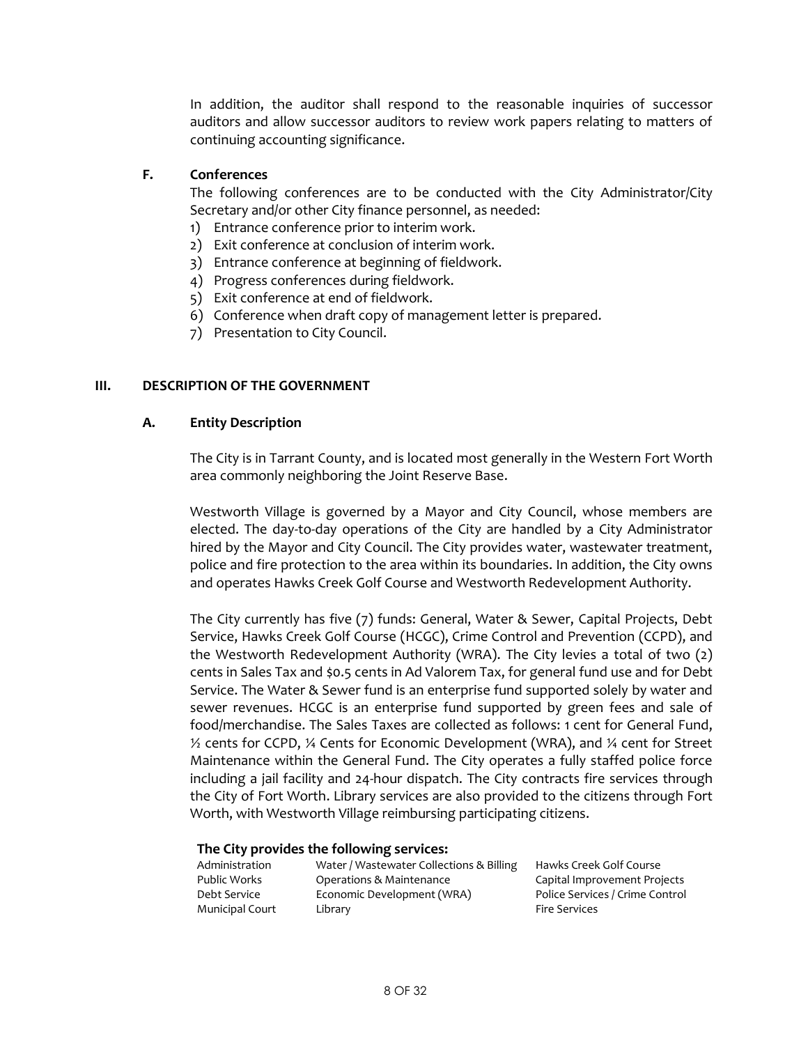In addition, the auditor shall respond to the reasonable inquiries of successor auditors and allow successor auditors to review work papers relating to matters of continuing accounting significance.

### F. Conferences

The following conferences are to be conducted with the City Administrator/City Secretary and/or other City finance personnel, as needed:

1) Entrance conference prior to interim work.
2) Exit conference at conclusion of interim work.
3) Entrance conference at beginning of fieldwork.
4) Progress conferences during fieldwork.
5) Exit conference at end of fieldwork.
6) Conference when draft copy of management letter is prepared.
7) Presentation to City Council.

## III. DESCRIPTION OF THE GOVERNMENT

### A. Entity Description

The City is in Tarrant County, and is located most generally in the Western Fort Worth area commonly neighboring the Joint Reserve Base.

Westworth Village is governed by a Mayor and City Council, whose members are elected. The day-to-day operations of the City are handled by a City Administrator hired by the Mayor and City Council. The City provides water, wastewater treatment, police and fire protection to the area within its boundaries. In addition, the City owns and operates Hawks Creek Golf Course and Westworth Redevelopment Authority.

The City currently has five (7) funds: General, Water & Sewer, Capital Projects, Debt Service, Hawks Creek Golf Course (HCGC), Crime Control and Prevention (CCPD), and the Westworth Redevelopment Authority (WRA). The City levies a total of two (2) cents in Sales Tax and $0.5 cents in Ad Valorem Tax, for general fund use and for Debt Service. The Water & Sewer fund is an enterprise fund supported solely by water and sewer revenues. HCGC is an enterprise fund supported by green fees and sale of food/merchandise. The Sales Taxes are collected as follows: 1 cent for General Fund, ½ cents for CCPD, ¼ Cents for Economic Development (WRA), and ¼ cent for Street Maintenance within the General Fund. The City operates a fully staffed police force including a jail facility and 24-hour dispatch. The City contracts fire services through the City of Fort Worth. Library services are also provided to the citizens through Fort Worth, with Westworth Village reimbursing participating citizens.

**The City provides the following services:**

| | | |
|---|---|---|
| Administration | Water / Wastewater Collections & Billing | Hawks Creek Golf Course |
| Public Works | Operations & Maintenance | Capital Improvement Projects |
| Debt Service | Economic Development (WRA) | Police Services / Crime Control |
| Municipal Court | Library | Fire Services |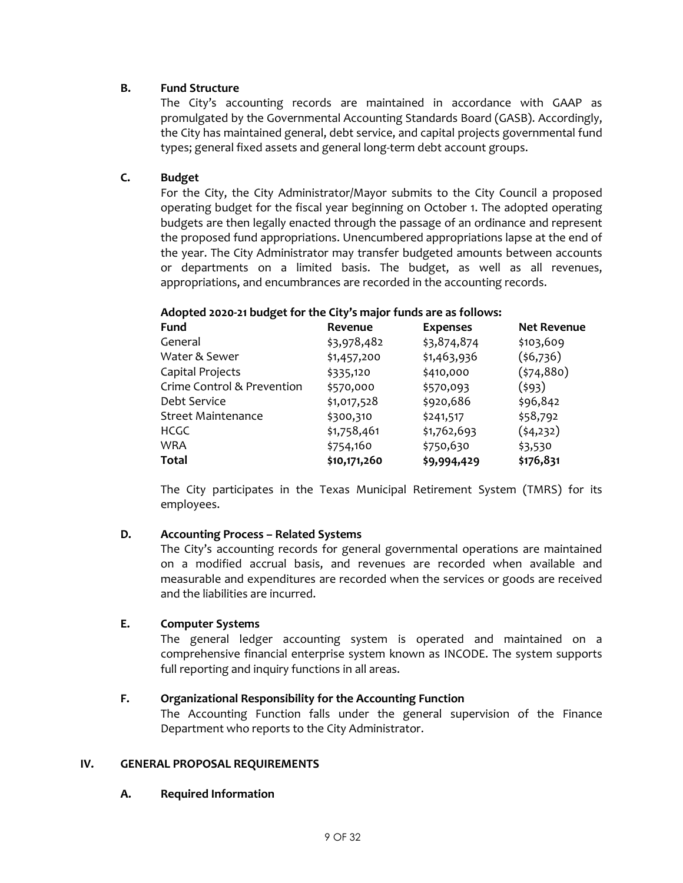### B. Fund Structure

The City's accounting records are maintained in accordance with GAAP as promulgated by the Governmental Accounting Standards Board (GASB). Accordingly, the City has maintained general, debt service, and capital projects governmental fund types; general fixed assets and general long-term debt account groups.

### C. Budget

For the City, the City Administrator/Mayor submits to the City Council a proposed operating budget for the fiscal year beginning on October 1. The adopted operating budgets are then legally enacted through the passage of an ordinance and represent the proposed fund appropriations. Unencumbered appropriations lapse at the end of the year. The City Administrator may transfer budgeted amounts between accounts or departments on a limited basis. The budget, as well as all revenues, appropriations, and encumbrances are recorded in the accounting records.

**Adopted 2020-21 budget for the City's major funds are as follows:**

| Fund | Revenue | Expenses | Net Revenue |
|---|---|---|---|
| General | $3,978,482 | $3,874,874 | $103,609 |
| Water & Sewer | $1,457,200 | $1,463,936 | ($6,736) |
| Capital Projects | $335,120 | $410,000 | ($74,880) |
| Crime Control & Prevention | $570,000 | $570,093 | ($93) |
| Debt Service | $1,017,528 | $920,686 | $96,842 |
| Street Maintenance | $300,310 | $241,517 | $58,792 |
| HCGC | $1,758,461 | $1,762,693 | ($4,232) |
| WRA | $754,160 | $750,630 | $3,530 |
| **Total** | **$10,171,260** | **$9,994,429** | **$176,831** |

The City participates in the Texas Municipal Retirement System (TMRS) for its employees.

### D. Accounting Process – Related Systems

The City's accounting records for general governmental operations are maintained on a modified accrual basis, and revenues are recorded when available and measurable and expenditures are recorded when the services or goods are received and the liabilities are incurred.

### E. Computer Systems

The general ledger accounting system is operated and maintained on a comprehensive financial enterprise system known as INCODE. The system supports full reporting and inquiry functions in all areas.

### F. Organizational Responsibility for the Accounting Function

The Accounting Function falls under the general supervision of the Finance Department who reports to the City Administrator.

## IV. GENERAL PROPOSAL REQUIREMENTS

### A. Required Information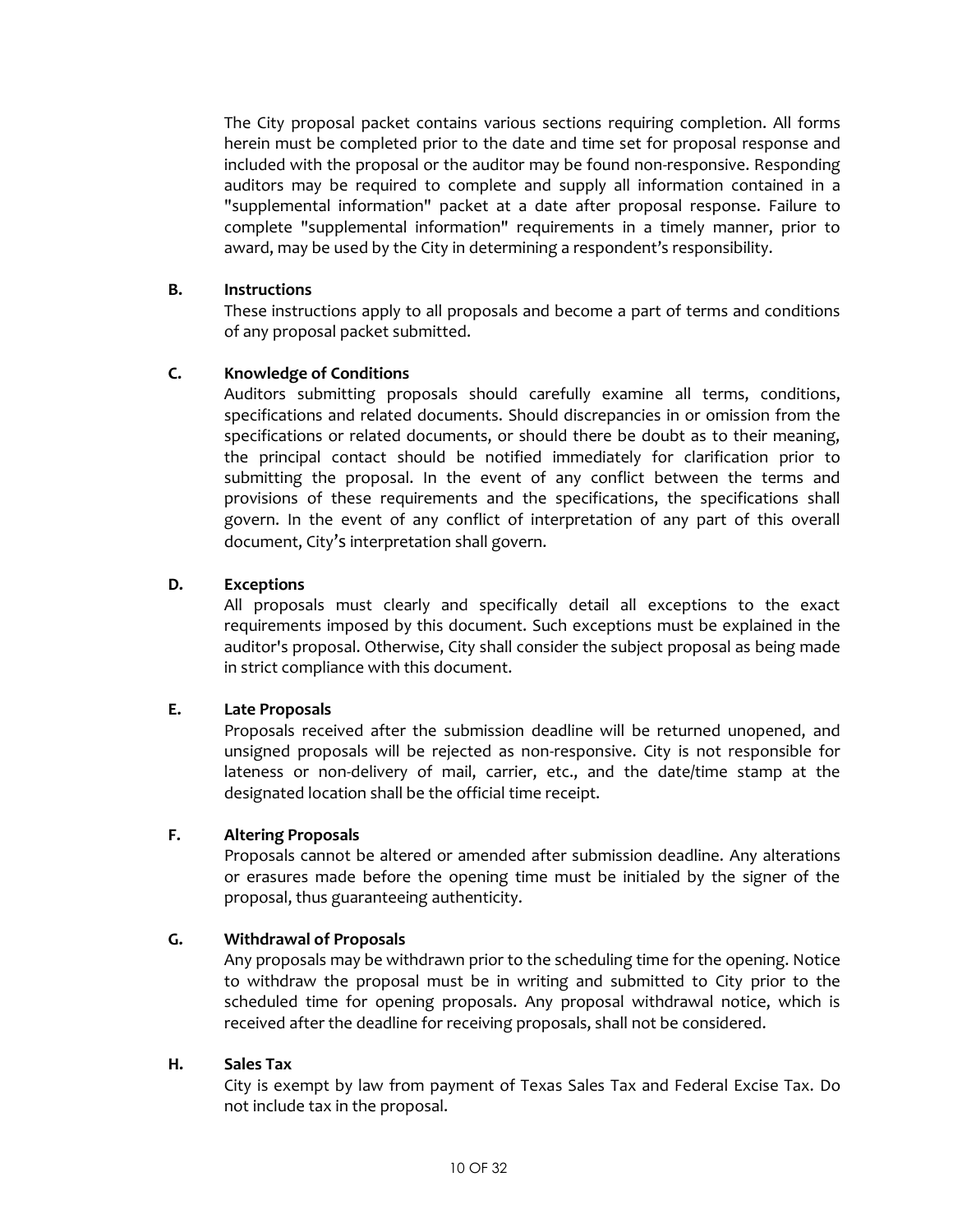The City proposal packet contains various sections requiring completion. All forms herein must be completed prior to the date and time set for proposal response and included with the proposal or the auditor may be found non-responsive. Responding auditors may be required to complete and supply all information contained in a "supplemental information" packet at a date after proposal response. Failure to complete "supplemental information" requirements in a timely manner, prior to award, may be used by the City in determining a respondent's responsibility.

**B. Instructions**

These instructions apply to all proposals and become a part of terms and conditions of any proposal packet submitted.

**C. Knowledge of Conditions**

Auditors submitting proposals should carefully examine all terms, conditions, specifications and related documents. Should discrepancies in or omission from the specifications or related documents, or should there be doubt as to their meaning, the principal contact should be notified immediately for clarification prior to submitting the proposal. In the event of any conflict between the terms and provisions of these requirements and the specifications, the specifications shall govern. In the event of any conflict of interpretation of any part of this overall document, City's interpretation shall govern.

**D. Exceptions**

All proposals must clearly and specifically detail all exceptions to the exact requirements imposed by this document. Such exceptions must be explained in the auditor's proposal. Otherwise, City shall consider the subject proposal as being made in strict compliance with this document.

**E. Late Proposals**

Proposals received after the submission deadline will be returned unopened, and unsigned proposals will be rejected as non-responsive. City is not responsible for lateness or non-delivery of mail, carrier, etc., and the date/time stamp at the designated location shall be the official time receipt.

**F. Altering Proposals**

Proposals cannot be altered or amended after submission deadline. Any alterations or erasures made before the opening time must be initialed by the signer of the proposal, thus guaranteeing authenticity.

**G. Withdrawal of Proposals**

Any proposals may be withdrawn prior to the scheduling time for the opening. Notice to withdraw the proposal must be in writing and submitted to City prior to the scheduled time for opening proposals. Any proposal withdrawal notice, which is received after the deadline for receiving proposals, shall not be considered.

**H. Sales Tax**

City is exempt by law from payment of Texas Sales Tax and Federal Excise Tax. Do not include tax in the proposal.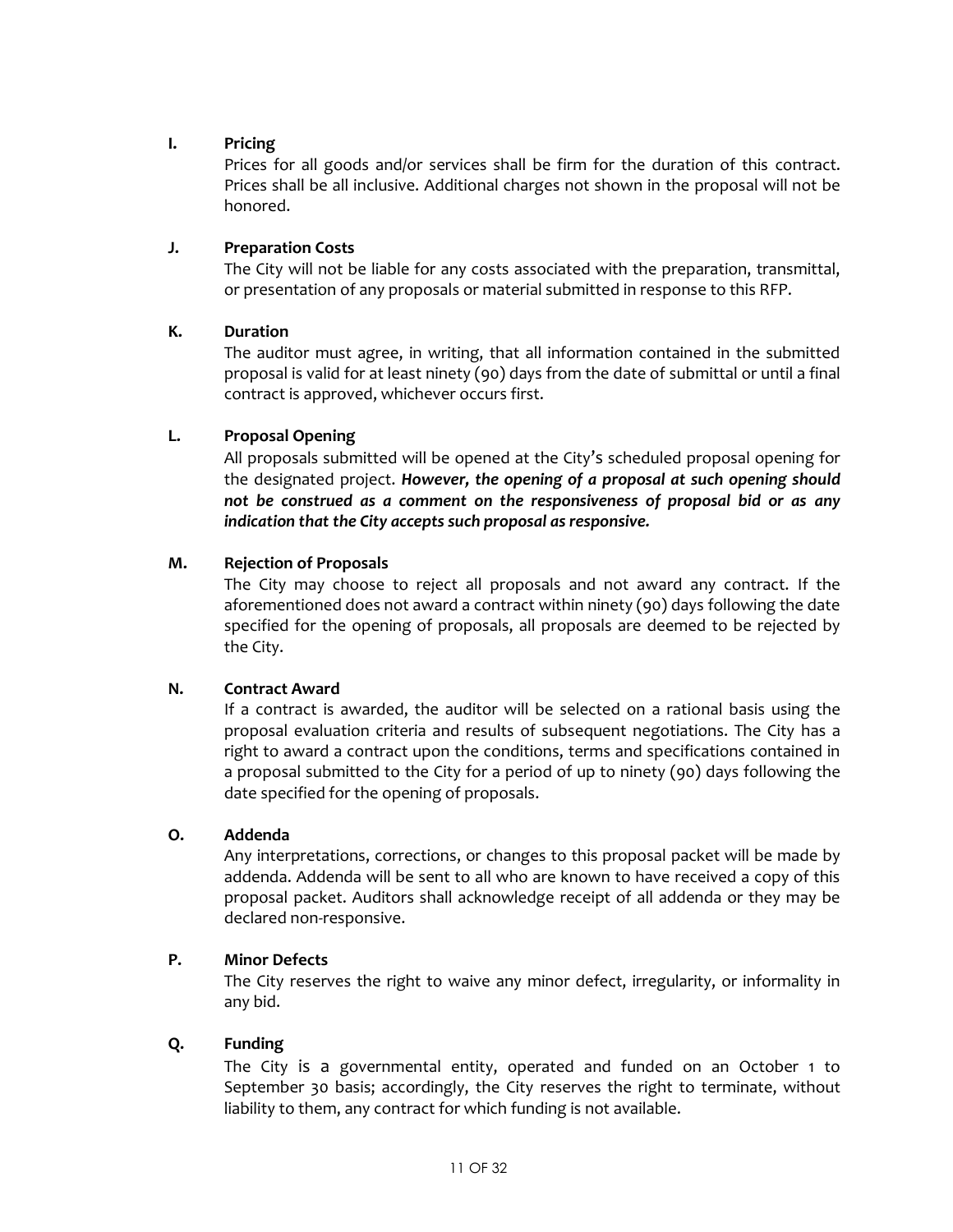**I. Pricing**

Prices for all goods and/or services shall be firm for the duration of this contract. Prices shall be all inclusive. Additional charges not shown in the proposal will not be honored.

**J. Preparation Costs**

The City will not be liable for any costs associated with the preparation, transmittal, or presentation of any proposals or material submitted in response to this RFP.

**K. Duration**

The auditor must agree, in writing, that all information contained in the submitted proposal is valid for at least ninety (90) days from the date of submittal or until a final contract is approved, whichever occurs first.

**L. Proposal Opening**

All proposals submitted will be opened at the City's scheduled proposal opening for the designated project. ***However, the opening of a proposal at such opening should not be construed as a comment on the responsiveness of proposal bid or as any indication that the City accepts such proposal as responsive.***

**M. Rejection of Proposals**

The City may choose to reject all proposals and not award any contract. If the aforementioned does not award a contract within ninety (90) days following the date specified for the opening of proposals, all proposals are deemed to be rejected by the City.

**N. Contract Award**

If a contract is awarded, the auditor will be selected on a rational basis using the proposal evaluation criteria and results of subsequent negotiations. The City has a right to award a contract upon the conditions, terms and specifications contained in a proposal submitted to the City for a period of up to ninety (90) days following the date specified for the opening of proposals.

**O. Addenda**

Any interpretations, corrections, or changes to this proposal packet will be made by addenda. Addenda will be sent to all who are known to have received a copy of this proposal packet. Auditors shall acknowledge receipt of all addenda or they may be declared non-responsive.

**P. Minor Defects**

The City reserves the right to waive any minor defect, irregularity, or informality in any bid.

**Q. Funding**

The City is a governmental entity, operated and funded on an October 1 to September 30 basis; accordingly, the City reserves the right to terminate, without liability to them, any contract for which funding is not available.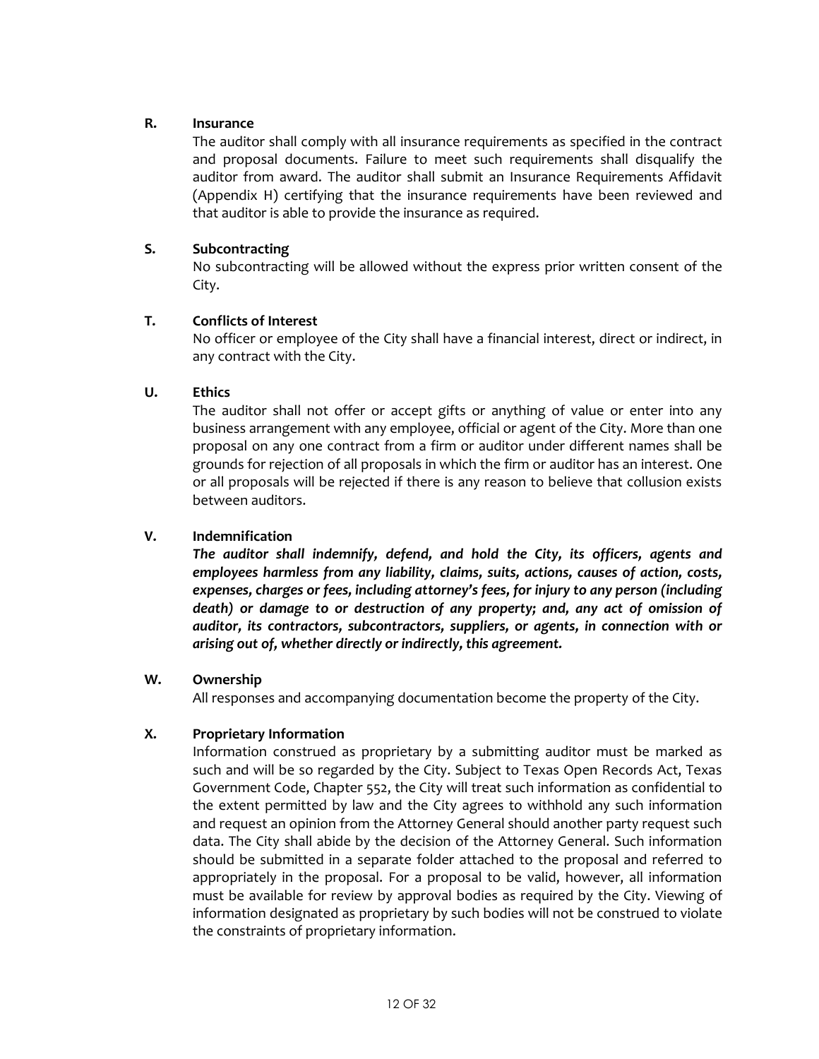**R. Insurance**

The auditor shall comply with all insurance requirements as specified in the contract and proposal documents. Failure to meet such requirements shall disqualify the auditor from award. The auditor shall submit an Insurance Requirements Affidavit (Appendix H) certifying that the insurance requirements have been reviewed and that auditor is able to provide the insurance as required.

**S. Subcontracting**

No subcontracting will be allowed without the express prior written consent of the City.

**T. Conflicts of Interest**

No officer or employee of the City shall have a financial interest, direct or indirect, in any contract with the City.

**U. Ethics**

The auditor shall not offer or accept gifts or anything of value or enter into any business arrangement with any employee, official or agent of the City. More than one proposal on any one contract from a firm or auditor under different names shall be grounds for rejection of all proposals in which the firm or auditor has an interest. One or all proposals will be rejected if there is any reason to believe that collusion exists between auditors.

**V. Indemnification**

***The auditor shall indemnify, defend, and hold the City, its officers, agents and employees harmless from any liability, claims, suits, actions, causes of action, costs, expenses, charges or fees, including attorney's fees, for injury to any person (including death) or damage to or destruction of any property; and, any act of omission of auditor, its contractors, subcontractors, suppliers, or agents, in connection with or arising out of, whether directly or indirectly, this agreement.***

**W. Ownership**

All responses and accompanying documentation become the property of the City.

**X. Proprietary Information**

Information construed as proprietary by a submitting auditor must be marked as such and will be so regarded by the City. Subject to Texas Open Records Act, Texas Government Code, Chapter 552, the City will treat such information as confidential to the extent permitted by law and the City agrees to withhold any such information and request an opinion from the Attorney General should another party request such data. The City shall abide by the decision of the Attorney General. Such information should be submitted in a separate folder attached to the proposal and referred to appropriately in the proposal. For a proposal to be valid, however, all information must be available for review by approval bodies as required by the City. Viewing of information designated as proprietary by such bodies will not be construed to violate the constraints of proprietary information.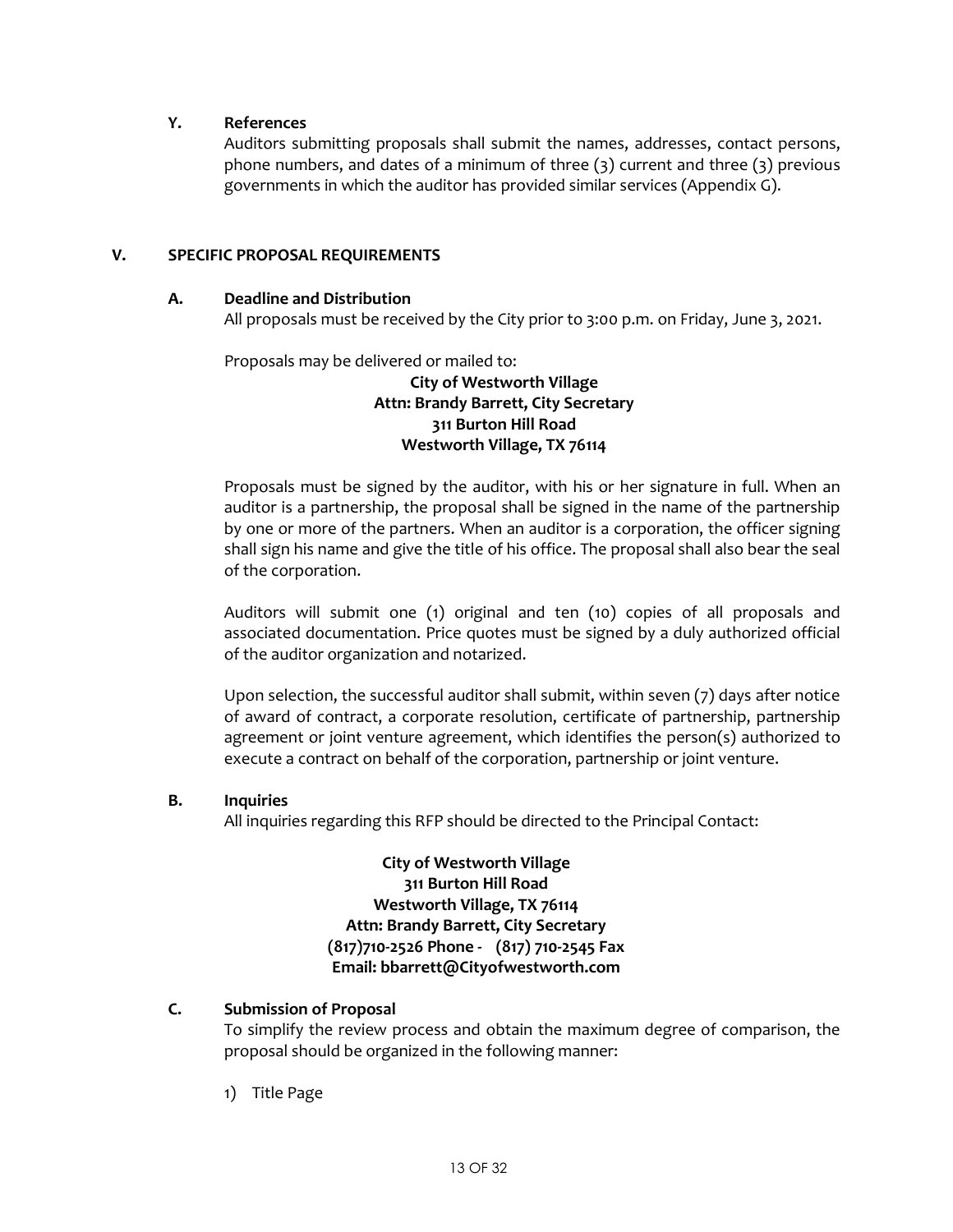### Y. References

Auditors submitting proposals shall submit the names, addresses, contact persons, phone numbers, and dates of a minimum of three (3) current and three (3) previous governments in which the auditor has provided similar services (Appendix G).

## V. SPECIFIC PROPOSAL REQUIREMENTS

### A. Deadline and Distribution

All proposals must be received by the City prior to 3:00 p.m. on Friday, June 3, 2021.

Proposals may be delivered or mailed to:

**City of Westworth Village**
**Attn: Brandy Barrett, City Secretary**
**311 Burton Hill Road**
**Westworth Village, TX 76114**

Proposals must be signed by the auditor, with his or her signature in full. When an auditor is a partnership, the proposal shall be signed in the name of the partnership by one or more of the partners. When an auditor is a corporation, the officer signing shall sign his name and give the title of his office. The proposal shall also bear the seal of the corporation.

Auditors will submit one (1) original and ten (10) copies of all proposals and associated documentation. Price quotes must be signed by a duly authorized official of the auditor organization and notarized.

Upon selection, the successful auditor shall submit, within seven (7) days after notice of award of contract, a corporate resolution, certificate of partnership, partnership agreement or joint venture agreement, which identifies the person(s) authorized to execute a contract on behalf of the corporation, partnership or joint venture.

### B. Inquiries

All inquiries regarding this RFP should be directed to the Principal Contact:

**City of Westworth Village**
**311 Burton Hill Road**
**Westworth Village, TX 76114**
**Attn: Brandy Barrett, City Secretary**
**(817)710-2526 Phone - (817) 710-2545 Fax**
**Email: bbarrett@Cityofwestworth.com**

### C. Submission of Proposal

To simplify the review process and obtain the maximum degree of comparison, the proposal should be organized in the following manner:

1) Title Page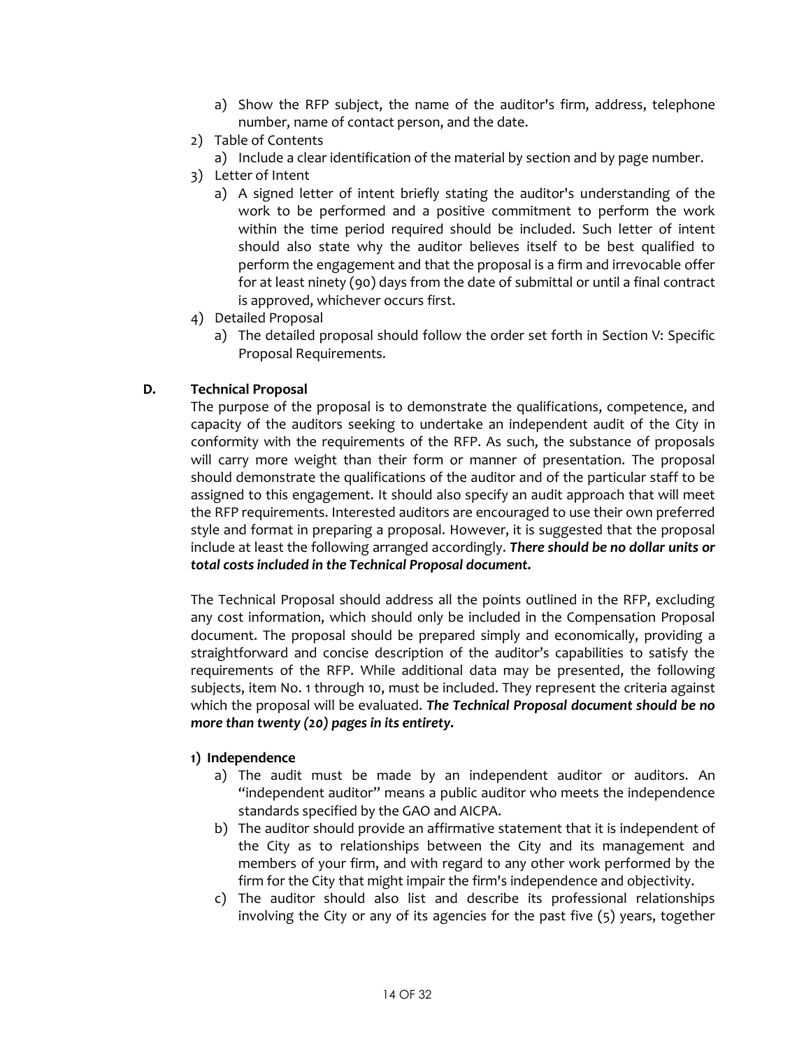a) Show the RFP subject, the name of the auditor's firm, address, telephone number, name of contact person, and the date.

2) Table of Contents
   a) Include a clear identification of the material by section and by page number.
3) Letter of Intent
   a) A signed letter of intent briefly stating the auditor's understanding of the work to be performed and a positive commitment to perform the work within the time period required should be included. Such letter of intent should also state why the auditor believes itself to be best qualified to perform the engagement and that the proposal is a firm and irrevocable offer for at least ninety (90) days from the date of submittal or until a final contract is approved, whichever occurs first.
4) Detailed Proposal
   a) The detailed proposal should follow the order set forth in Section V: Specific Proposal Requirements.

### D. Technical Proposal

The purpose of the proposal is to demonstrate the qualifications, competence, and capacity of the auditors seeking to undertake an independent audit of the City in conformity with the requirements of the RFP. As such, the substance of proposals will carry more weight than their form or manner of presentation. The proposal should demonstrate the qualifications of the auditor and of the particular staff to be assigned to this engagement. It should also specify an audit approach that will meet the RFP requirements. Interested auditors are encouraged to use their own preferred style and format in preparing a proposal. However, it is suggested that the proposal include at least the following arranged accordingly. ***There should be no dollar units or total costs included in the Technical Proposal document.***

The Technical Proposal should address all the points outlined in the RFP, excluding any cost information, which should only be included in the Compensation Proposal document. The proposal should be prepared simply and economically, providing a straightforward and concise description of the auditor's capabilities to satisfy the requirements of the RFP. While additional data may be presented, the following subjects, item No. 1 through 10, must be included. They represent the criteria against which the proposal will be evaluated. ***The Technical Proposal document should be no more than twenty (20) pages in its entirety.***

**1) Independence**

a) The audit must be made by an independent auditor or auditors. An "independent auditor" means a public auditor who meets the independence standards specified by the GAO and AICPA.

b) The auditor should provide an affirmative statement that it is independent of the City as to relationships between the City and its management and members of your firm, and with regard to any other work performed by the firm for the City that might impair the firm's independence and objectivity.

c) The auditor should also list and describe its professional relationships involving the City or any of its agencies for the past five (5) years, together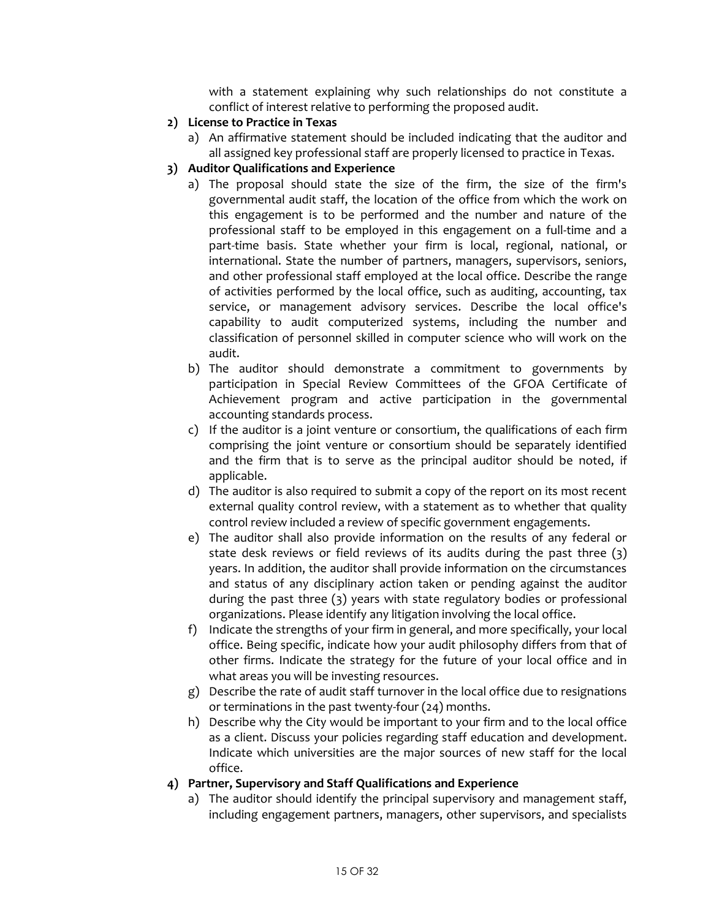with a statement explaining why such relationships do not constitute a conflict of interest relative to performing the proposed audit.

2) **License to Practice in Texas**
   a) An affirmative statement should be included indicating that the auditor and all assigned key professional staff are properly licensed to practice in Texas.

3) **Auditor Qualifications and Experience**
   a) The proposal should state the size of the firm, the size of the firm's governmental audit staff, the location of the office from which the work on this engagement is to be performed and the number and nature of the professional staff to be employed in this engagement on a full-time and a part-time basis. State whether your firm is local, regional, national, or international. State the number of partners, managers, supervisors, seniors, and other professional staff employed at the local office. Describe the range of activities performed by the local office, such as auditing, accounting, tax service, or management advisory services. Describe the local office's capability to audit computerized systems, including the number and classification of personnel skilled in computer science who will work on the audit.
   b) The auditor should demonstrate a commitment to governments by participation in Special Review Committees of the GFOA Certificate of Achievement program and active participation in the governmental accounting standards process.
   c) If the auditor is a joint venture or consortium, the qualifications of each firm comprising the joint venture or consortium should be separately identified and the firm that is to serve as the principal auditor should be noted, if applicable.
   d) The auditor is also required to submit a copy of the report on its most recent external quality control review, with a statement as to whether that quality control review included a review of specific government engagements.
   e) The auditor shall also provide information on the results of any federal or state desk reviews or field reviews of its audits during the past three (3) years. In addition, the auditor shall provide information on the circumstances and status of any disciplinary action taken or pending against the auditor during the past three (3) years with state regulatory bodies or professional organizations. Please identify any litigation involving the local office.
   f) Indicate the strengths of your firm in general, and more specifically, your local office. Being specific, indicate how your audit philosophy differs from that of other firms. Indicate the strategy for the future of your local office and in what areas you will be investing resources.
   g) Describe the rate of audit staff turnover in the local office due to resignations or terminations in the past twenty-four (24) months.
   h) Describe why the City would be important to your firm and to the local office as a client. Discuss your policies regarding staff education and development. Indicate which universities are the major sources of new staff for the local office.

4) **Partner, Supervisory and Staff Qualifications and Experience**
   a) The auditor should identify the principal supervisory and management staff, including engagement partners, managers, other supervisors, and specialists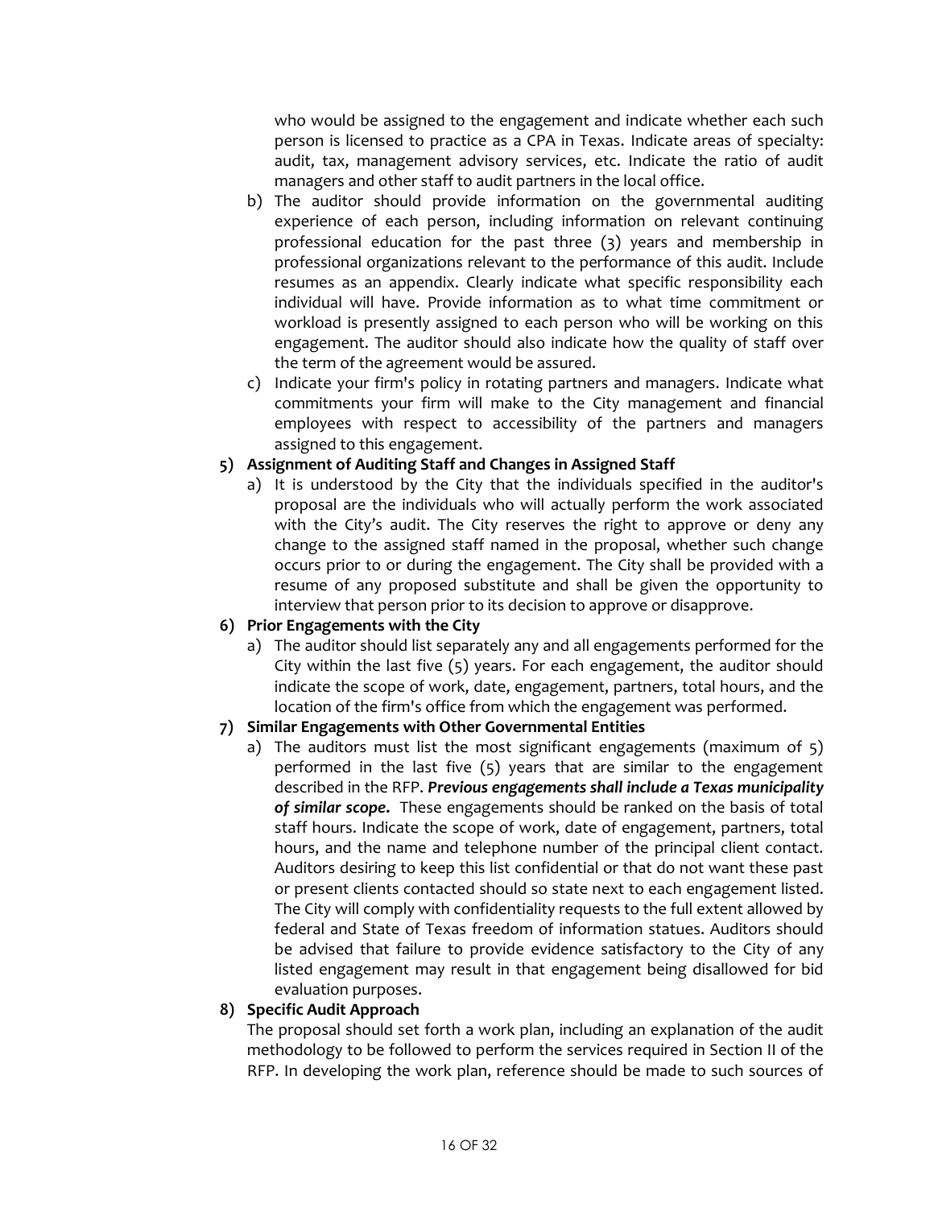who would be assigned to the engagement and indicate whether each such person is licensed to practice as a CPA in Texas. Indicate areas of specialty: audit, tax, management advisory services, etc. Indicate the ratio of audit managers and other staff to audit partners in the local office.

b) The auditor should provide information on the governmental auditing experience of each person, including information on relevant continuing professional education for the past three (3) years and membership in professional organizations relevant to the performance of this audit. Include resumes as an appendix. Clearly indicate what specific responsibility each individual will have. Provide information as to what time commitment or workload is presently assigned to each person who will be working on this engagement. The auditor should also indicate how the quality of staff over the term of the agreement would be assured.

c) Indicate your firm's policy in rotating partners and managers. Indicate what commitments your firm will make to the City management and financial employees with respect to accessibility of the partners and managers assigned to this engagement.

**5) Assignment of Auditing Staff and Changes in Assigned Staff**

a) It is understood by the City that the individuals specified in the auditor's proposal are the individuals who will actually perform the work associated with the City's audit. The City reserves the right to approve or deny any change to the assigned staff named in the proposal, whether such change occurs prior to or during the engagement. The City shall be provided with a resume of any proposed substitute and shall be given the opportunity to interview that person prior to its decision to approve or disapprove.

**6) Prior Engagements with the City**

a) The auditor should list separately any and all engagements performed for the City within the last five (5) years. For each engagement, the auditor should indicate the scope of work, date, engagement, partners, total hours, and the location of the firm's office from which the engagement was performed.

**7) Similar Engagements with Other Governmental Entities**

a) The auditors must list the most significant engagements (maximum of 5) performed in the last five (5) years that are similar to the engagement described in the RFP. ***Previous engagements shall include a Texas municipality of similar scope.*** These engagements should be ranked on the basis of total staff hours. Indicate the scope of work, date of engagement, partners, total hours, and the name and telephone number of the principal client contact. Auditors desiring to keep this list confidential or that do not want these past or present clients contacted should so state next to each engagement listed. The City will comply with confidentiality requests to the full extent allowed by federal and State of Texas freedom of information statues. Auditors should be advised that failure to provide evidence satisfactory to the City of any listed engagement may result in that engagement being disallowed for bid evaluation purposes.

**8) Specific Audit Approach**

The proposal should set forth a work plan, including an explanation of the audit methodology to be followed to perform the services required in Section II of the RFP. In developing the work plan, reference should be made to such sources of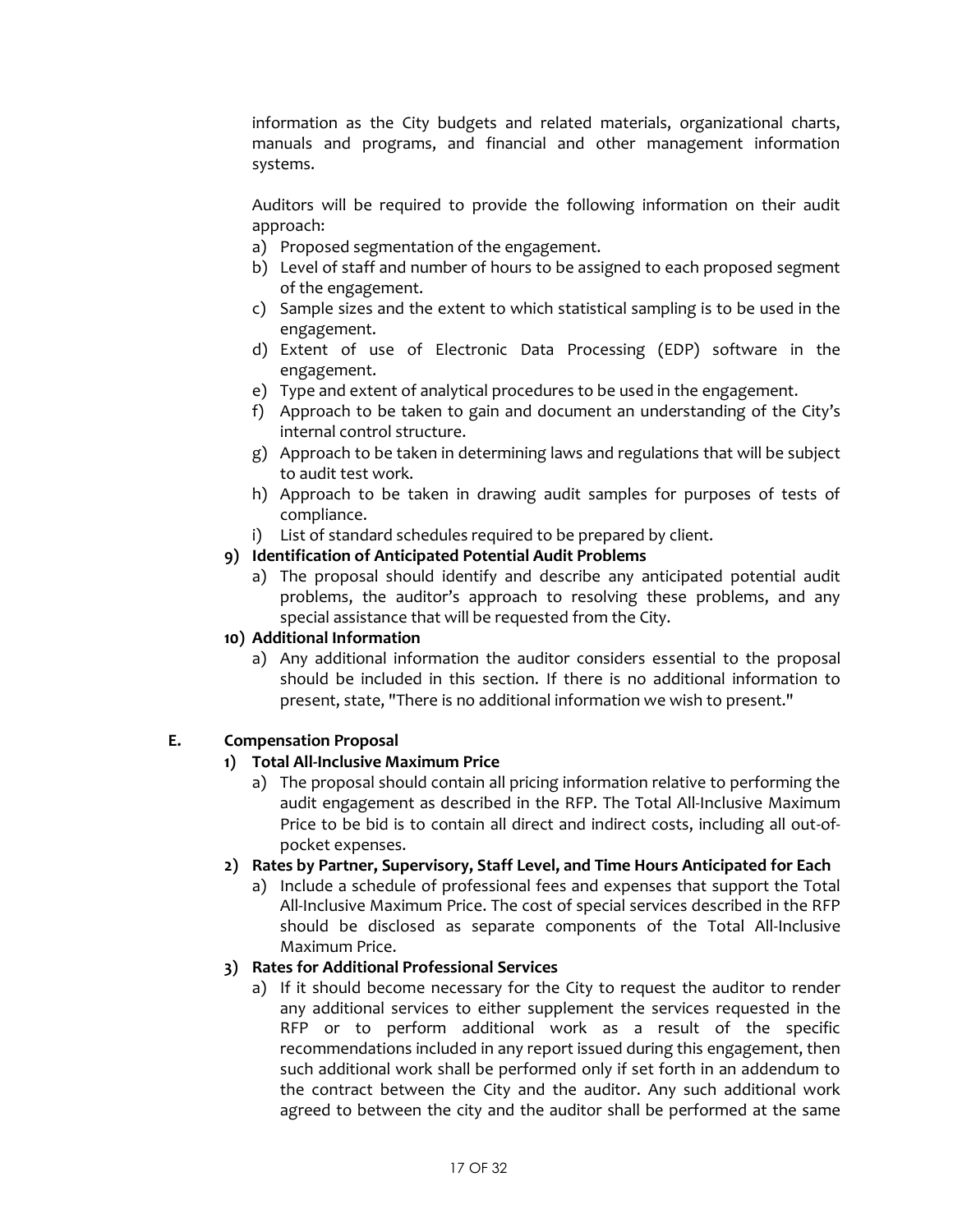information as the City budgets and related materials, organizational charts, manuals and programs, and financial and other management information systems.

Auditors will be required to provide the following information on their audit approach:

a) Proposed segmentation of the engagement.
b) Level of staff and number of hours to be assigned to each proposed segment of the engagement.
c) Sample sizes and the extent to which statistical sampling is to be used in the engagement.
d) Extent of use of Electronic Data Processing (EDP) software in the engagement.
e) Type and extent of analytical procedures to be used in the engagement.
f) Approach to be taken to gain and document an understanding of the City's internal control structure.
g) Approach to be taken in determining laws and regulations that will be subject to audit test work.
h) Approach to be taken in drawing audit samples for purposes of tests of compliance.
i) List of standard schedules required to be prepared by client.

**9) Identification of Anticipated Potential Audit Problems**

a) The proposal should identify and describe any anticipated potential audit problems, the auditor's approach to resolving these problems, and any special assistance that will be requested from the City.

**10) Additional Information**

a) Any additional information the auditor considers essential to the proposal should be included in this section. If there is no additional information to present, state, "There is no additional information we wish to present."

## E. Compensation Proposal

**1) Total All-Inclusive Maximum Price**

a) The proposal should contain all pricing information relative to performing the audit engagement as described in the RFP. The Total All-Inclusive Maximum Price to be bid is to contain all direct and indirect costs, including all out-of-pocket expenses.

**2) Rates by Partner, Supervisory, Staff Level, and Time Hours Anticipated for Each**

a) Include a schedule of professional fees and expenses that support the Total All-Inclusive Maximum Price. The cost of special services described in the RFP should be disclosed as separate components of the Total All-Inclusive Maximum Price.

**3) Rates for Additional Professional Services**

a) If it should become necessary for the City to request the auditor to render any additional services to either supplement the services requested in the RFP or to perform additional work as a result of the specific recommendations included in any report issued during this engagement, then such additional work shall be performed only if set forth in an addendum to the contract between the City and the auditor. Any such additional work agreed to between the city and the auditor shall be performed at the same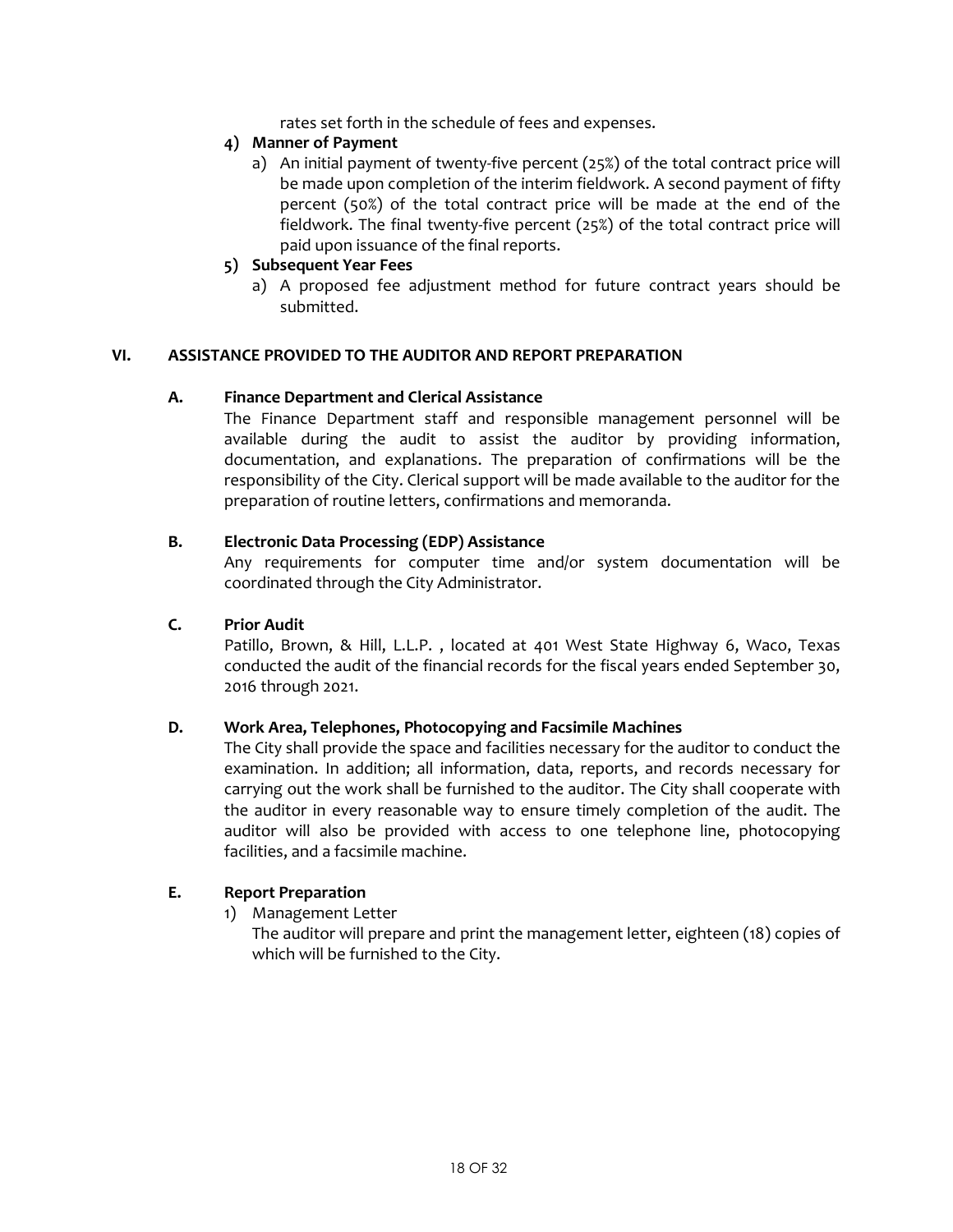rates set forth in the schedule of fees and expenses.

4) **Manner of Payment**
   a) An initial payment of twenty-five percent (25%) of the total contract price will be made upon completion of the interim fieldwork. A second payment of fifty percent (50%) of the total contract price will be made at the end of the fieldwork. The final twenty-five percent (25%) of the total contract price will paid upon issuance of the final reports.

5) **Subsequent Year Fees**
   a) A proposed fee adjustment method for future contract years should be submitted.

## VI. ASSISTANCE PROVIDED TO THE AUDITOR AND REPORT PREPARATION

### A. Finance Department and Clerical Assistance

The Finance Department staff and responsible management personnel will be available during the audit to assist the auditor by providing information, documentation, and explanations. The preparation of confirmations will be the responsibility of the City. Clerical support will be made available to the auditor for the preparation of routine letters, confirmations and memoranda.

### B. Electronic Data Processing (EDP) Assistance

Any requirements for computer time and/or system documentation will be coordinated through the City Administrator.

### C. Prior Audit

Patillo, Brown, & Hill, L.L.P. , located at 401 West State Highway 6, Waco, Texas conducted the audit of the financial records for the fiscal years ended September 30, 2016 through 2021.

### D. Work Area, Telephones, Photocopying and Facsimile Machines

The City shall provide the space and facilities necessary for the auditor to conduct the examination. In addition; all information, data, reports, and records necessary for carrying out the work shall be furnished to the auditor. The City shall cooperate with the auditor in every reasonable way to ensure timely completion of the audit. The auditor will also be provided with access to one telephone line, photocopying facilities, and a facsimile machine.

### E. Report Preparation

1) Management Letter
   The auditor will prepare and print the management letter, eighteen (18) copies of which will be furnished to the City.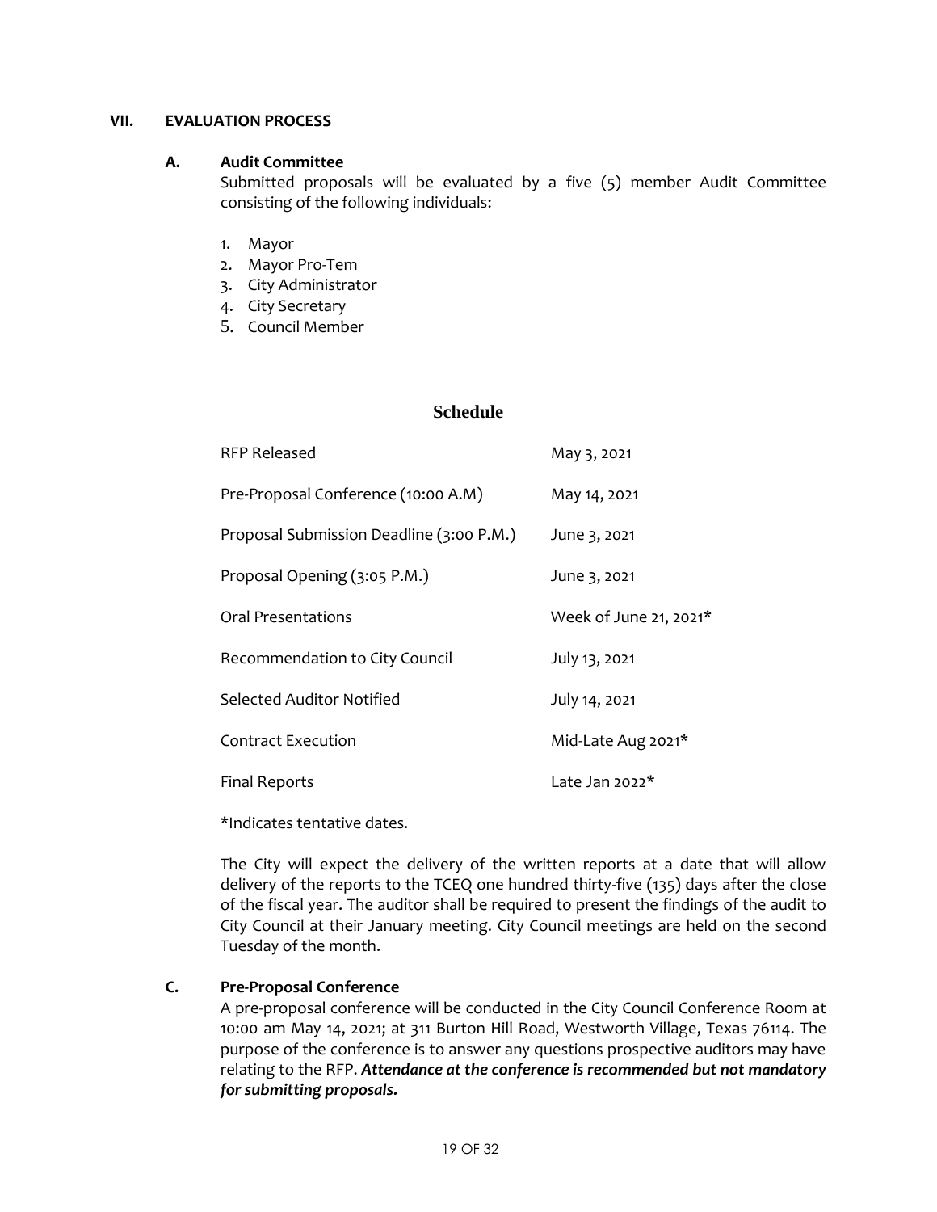## VII. EVALUATION PROCESS

### A. Audit Committee

Submitted proposals will be evaluated by a five (5) member Audit Committee consisting of the following individuals:

1. Mayor
2. Mayor Pro-Tem
3. City Administrator
4. City Secretary
5. Council Member

**Schedule**

| | |
|---|---|
| RFP Released | May 3, 2021 |
| Pre-Proposal Conference (10:00 A.M) | May 14, 2021 |
| Proposal Submission Deadline (3:00 P.M.) | June 3, 2021 |
| Proposal Opening (3:05 P.M.) | June 3, 2021 |
| Oral Presentations | Week of June 21, 2021* |
| Recommendation to City Council | July 13, 2021 |
| Selected Auditor Notified | July 14, 2021 |
| Contract Execution | Mid-Late Aug 2021* |
| Final Reports | Late Jan 2022* |

*Indicates tentative dates.

The City will expect the delivery of the written reports at a date that will allow delivery of the reports to the TCEQ one hundred thirty-five (135) days after the close of the fiscal year. The auditor shall be required to present the findings of the audit to City Council at their January meeting. City Council meetings are held on the second Tuesday of the month.

### C. Pre-Proposal Conference

A pre-proposal conference will be conducted in the City Council Conference Room at 10:00 am May 14, 2021; at 311 Burton Hill Road, Westworth Village, Texas 76114. The purpose of the conference is to answer any questions prospective auditors may have relating to the RFP. ***Attendance at the conference is recommended but not mandatory for submitting proposals.***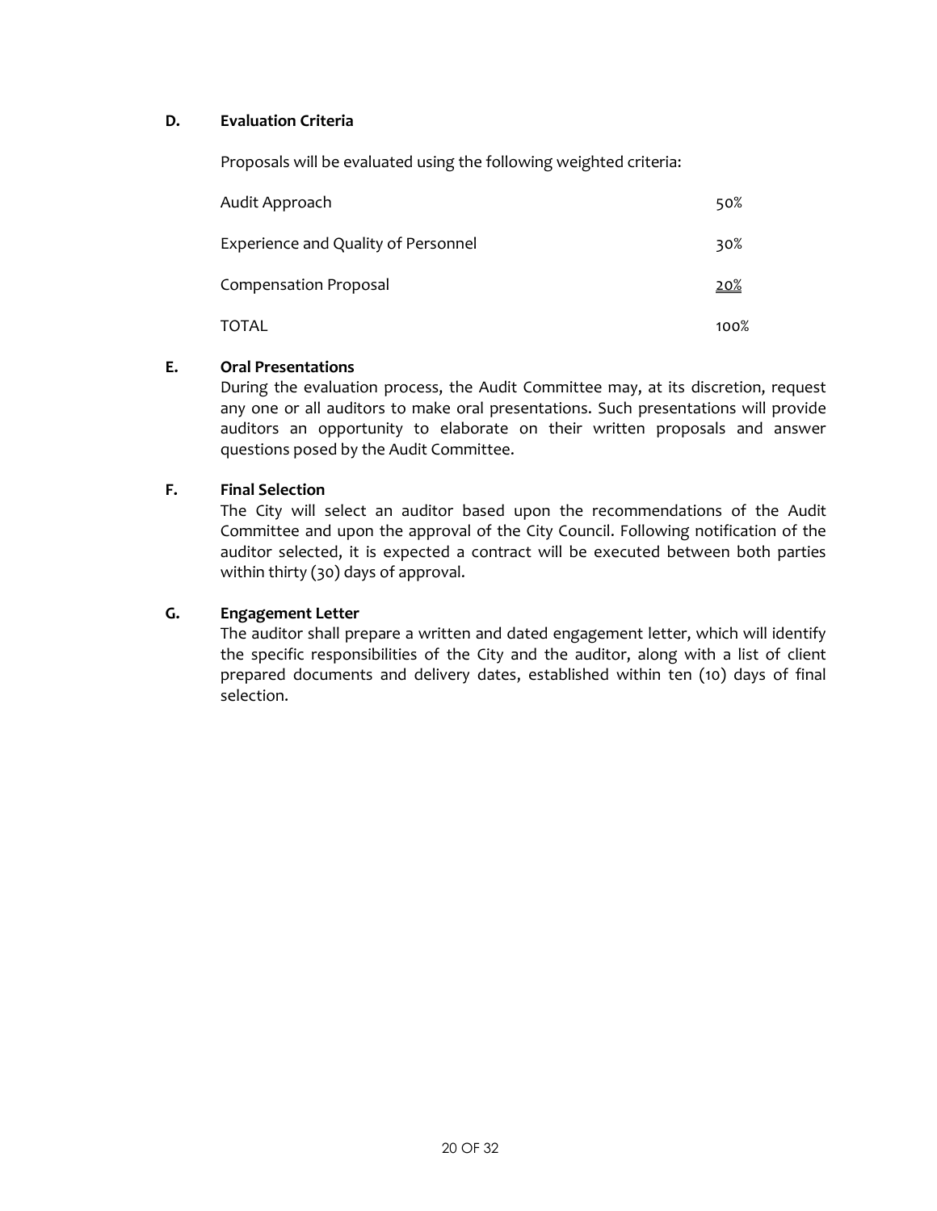**D. Evaluation Criteria**

Proposals will be evaluated using the following weighted criteria:

| Criteria | Weight |
|---|---|
| Audit Approach | 50% |
| Experience and Quality of Personnel | 30% |
| Compensation Proposal | 20% |
| TOTAL | 100% |

**E. Oral Presentations**

During the evaluation process, the Audit Committee may, at its discretion, request any one or all auditors to make oral presentations. Such presentations will provide auditors an opportunity to elaborate on their written proposals and answer questions posed by the Audit Committee.

**F. Final Selection**

The City will select an auditor based upon the recommendations of the Audit Committee and upon the approval of the City Council. Following notification of the auditor selected, it is expected a contract will be executed between both parties within thirty (30) days of approval.

**G. Engagement Letter**

The auditor shall prepare a written and dated engagement letter, which will identify the specific responsibilities of the City and the auditor, along with a list of client prepared documents and delivery dates, established within ten (10) days of final selection.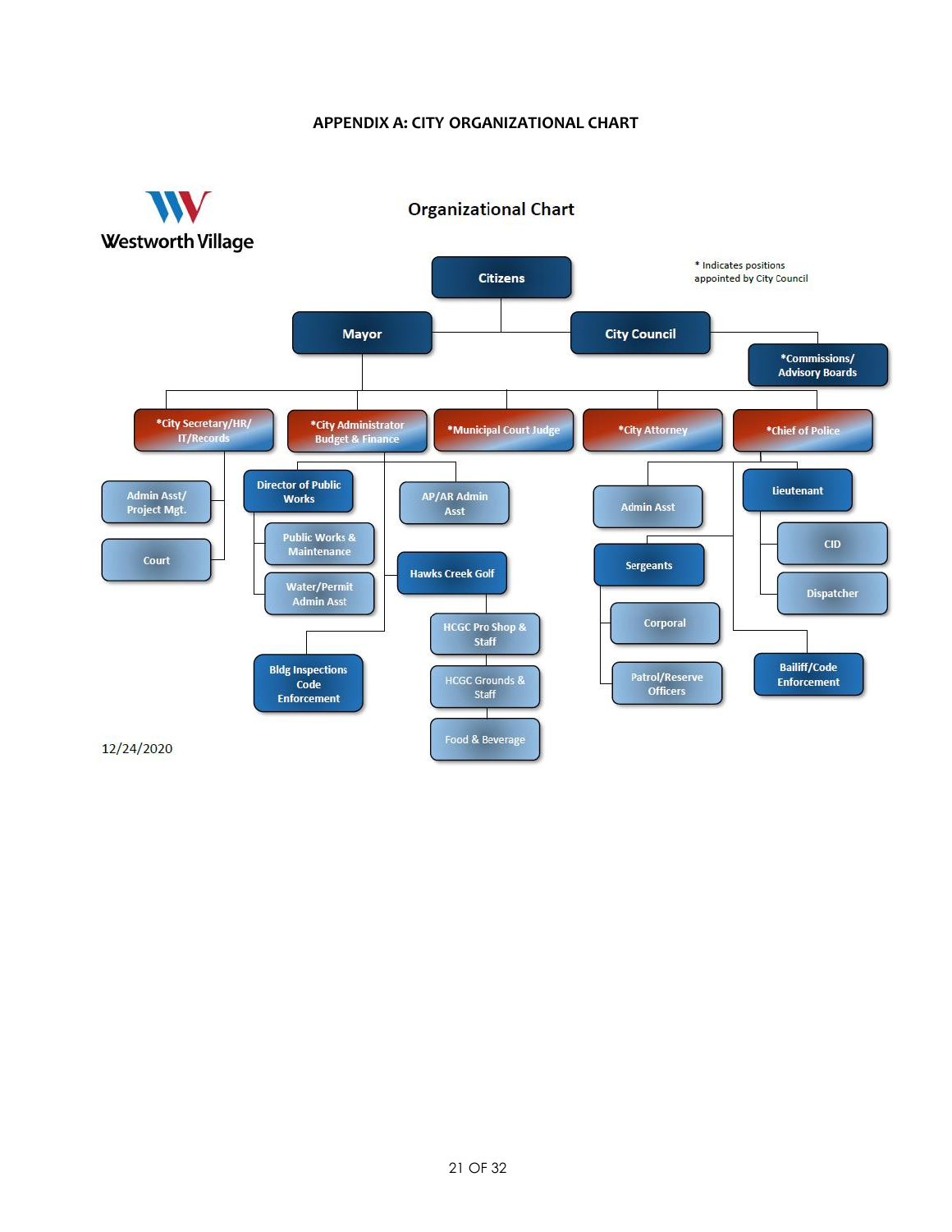## APPENDIX A: CITY ORGANIZATIONAL CHART

Westworth Village

**Organizational Chart**

\* Indicates positions appointed by City Council

- Citizens
  - Mayor
  - City Council
    - *Commissions/ Advisory Boards
- *City Secretary/HR/ IT/Records
  - Admin Asst/ Project Mgt.
  - Court
- *City Administrator Budget & Finance
  - Director of Public Works
    - Public Works & Maintenance
    - Water/Permit Admin Asst
  - AP/AR Admin Asst
  - Hawks Creek Golf
    - HCGC Pro Shop & Staff
    - HCGC Grounds & Staff
    - Food & Beverage
  - Bldg Inspections Code Enforcement
- *Municipal Court Judge
- *City Attorney
- *Chief of Police
  - Admin Asst
  - Sergeants
    - Corporal
    - Patrol/Reserve Officers
  - Lieutenant
    - CID
    - Dispatcher
  - Bailiff/Code Enforcement

12/24/2020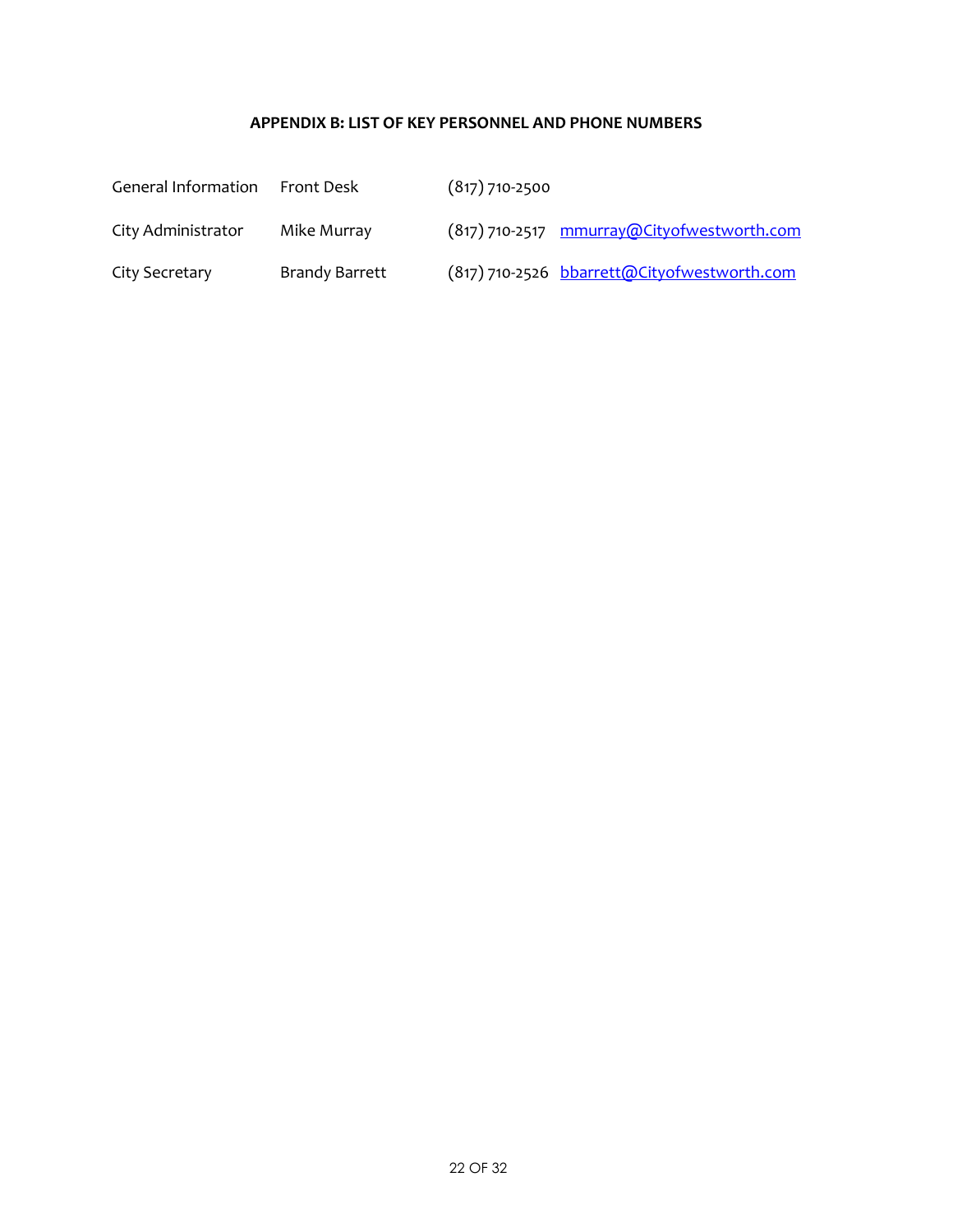**APPENDIX B: LIST OF KEY PERSONNEL AND PHONE NUMBERS**

| | | | |
|---|---|---|---|
| General Information | Front Desk | (817) 710-2500 | |
| City Administrator | Mike Murray | (817) 710-2517 | mmurray@Cityofwestworth.com |
| City Secretary | Brandy Barrett | (817) 710-2526 | bbarrett@Cityofwestworth.com |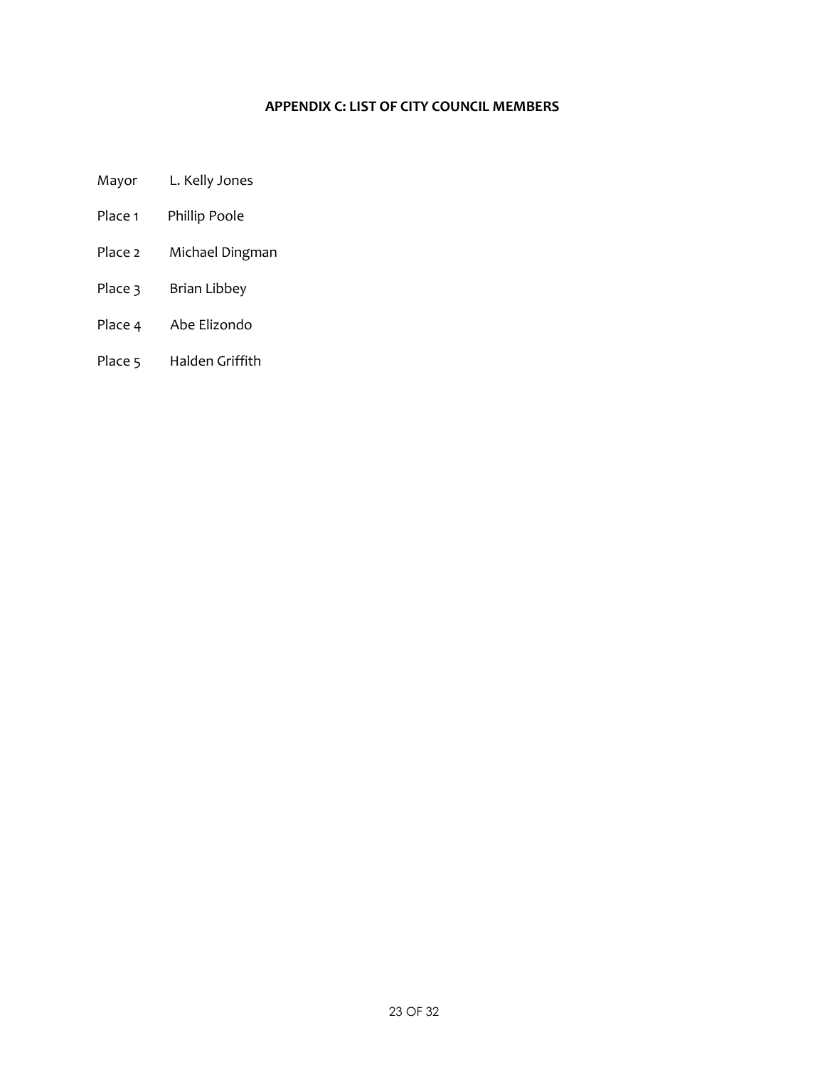## APPENDIX C: LIST OF CITY COUNCIL MEMBERS

Mayor L. Kelly Jones

Place 1 Phillip Poole

Place 2 Michael Dingman

Place 3 Brian Libbey

Place 4 Abe Elizondo

Place 5 Halden Griffith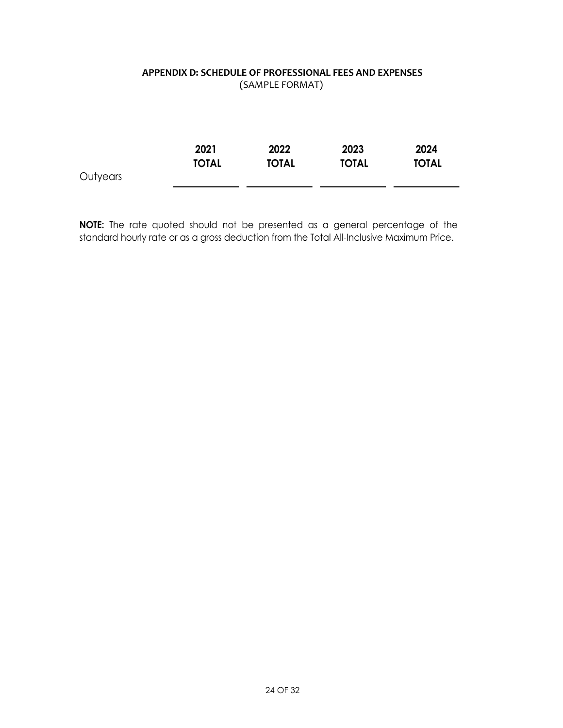**APPENDIX D: SCHEDULE OF PROFESSIONAL FEES AND EXPENSES**
(SAMPLE FORMAT)

| | 2021 TOTAL | 2022 TOTAL | 2023 TOTAL | 2024 TOTAL |
|---|---|---|---|---|
| Outyears | ____________ | ____________ | ____________ | ____________ |

**NOTE:** The rate quoted should not be presented as a general percentage of the standard hourly rate or as a gross deduction from the Total All-Inclusive Maximum Price.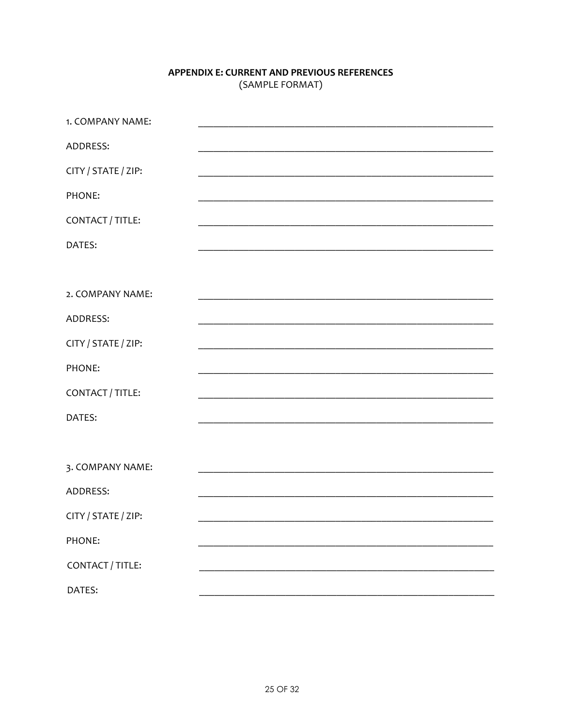**APPENDIX E: CURRENT AND PREVIOUS REFERENCES**
(SAMPLE FORMAT)

1. COMPANY NAME: ____________________________________________

ADDRESS: ____________________________________________

CITY / STATE / ZIP: ____________________________________________

PHONE: ____________________________________________

CONTACT / TITLE: ____________________________________________

DATES: ____________________________________________

2. COMPANY NAME: ____________________________________________

ADDRESS: ____________________________________________

CITY / STATE / ZIP: ____________________________________________

PHONE: ____________________________________________

CONTACT / TITLE: ____________________________________________

DATES: ____________________________________________

3. COMPANY NAME: ____________________________________________

ADDRESS: ____________________________________________

CITY / STATE / ZIP: ____________________________________________

PHONE: ____________________________________________

CONTACT / TITLE: ____________________________________________

DATES: ____________________________________________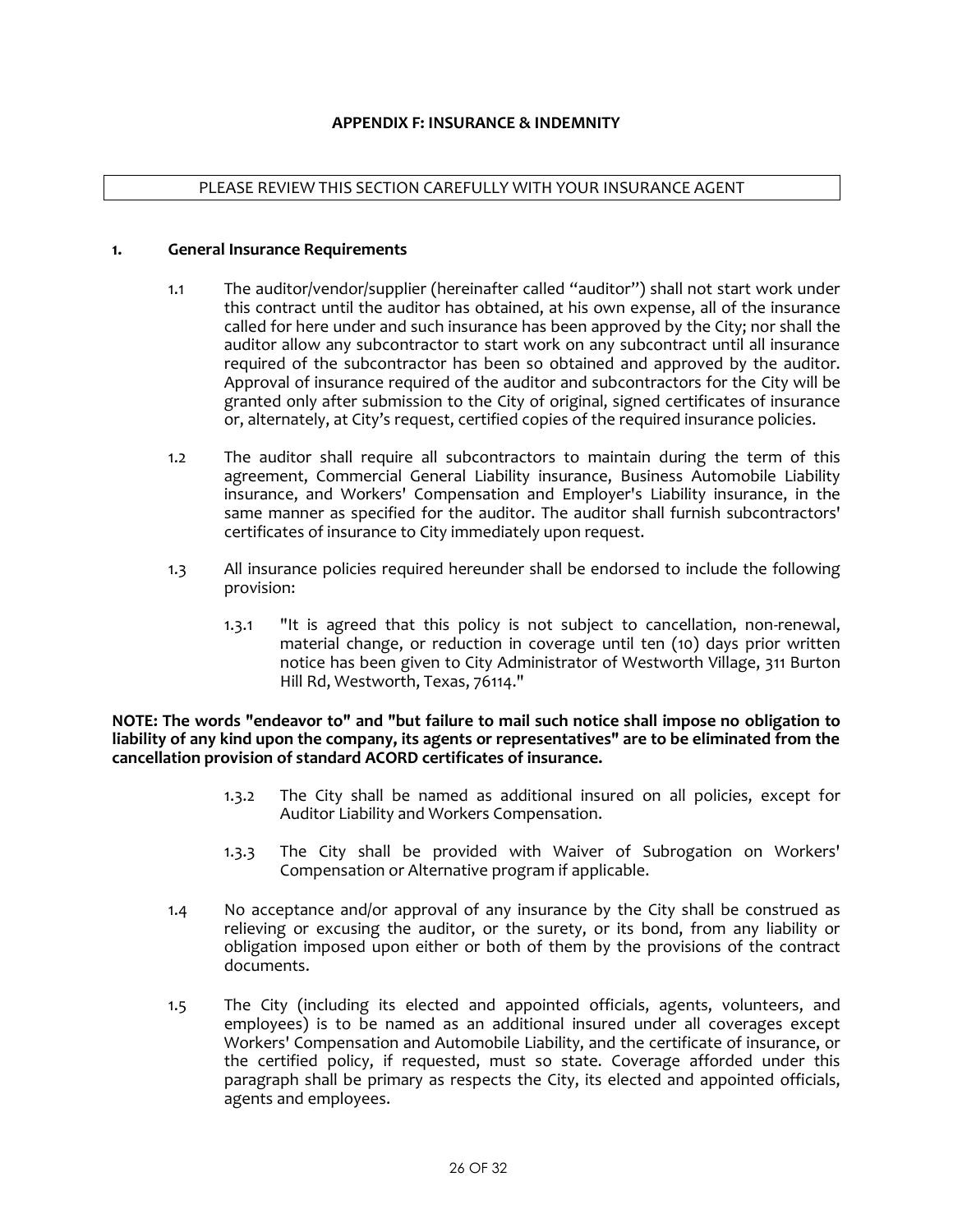## APPENDIX F: INSURANCE & INDEMNITY

PLEASE REVIEW THIS SECTION CAREFULLY WITH YOUR INSURANCE AGENT

**1. General Insurance Requirements**

1.1 The auditor/vendor/supplier (hereinafter called "auditor") shall not start work under this contract until the auditor has obtained, at his own expense, all of the insurance called for here under and such insurance has been approved by the City; nor shall the auditor allow any subcontractor to start work on any subcontract until all insurance required of the subcontractor has been so obtained and approved by the auditor. Approval of insurance required of the auditor and subcontractors for the City will be granted only after submission to the City of original, signed certificates of insurance or, alternately, at City's request, certified copies of the required insurance policies.

1.2 The auditor shall require all subcontractors to maintain during the term of this agreement, Commercial General Liability insurance, Business Automobile Liability insurance, and Workers' Compensation and Employer's Liability insurance, in the same manner as specified for the auditor. The auditor shall furnish subcontractors' certificates of insurance to City immediately upon request.

1.3 All insurance policies required hereunder shall be endorsed to include the following provision:

1.3.1 "It is agreed that this policy is not subject to cancellation, non-renewal, material change, or reduction in coverage until ten (10) days prior written notice has been given to City Administrator of Westworth Village, 311 Burton Hill Rd, Westworth, Texas, 76114."

**NOTE: The words "endeavor to" and "but failure to mail such notice shall impose no obligation to liability of any kind upon the company, its agents or representatives" are to be eliminated from the cancellation provision of standard ACORD certificates of insurance.**

1.3.2 The City shall be named as additional insured on all policies, except for Auditor Liability and Workers Compensation.

1.3.3 The City shall be provided with Waiver of Subrogation on Workers' Compensation or Alternative program if applicable.

1.4 No acceptance and/or approval of any insurance by the City shall be construed as relieving or excusing the auditor, or the surety, or its bond, from any liability or obligation imposed upon either or both of them by the provisions of the contract documents.

1.5 The City (including its elected and appointed officials, agents, volunteers, and employees) is to be named as an additional insured under all coverages except Workers' Compensation and Automobile Liability, and the certificate of insurance, or the certified policy, if requested, must so state. Coverage afforded under this paragraph shall be primary as respects the City, its elected and appointed officials, agents and employees.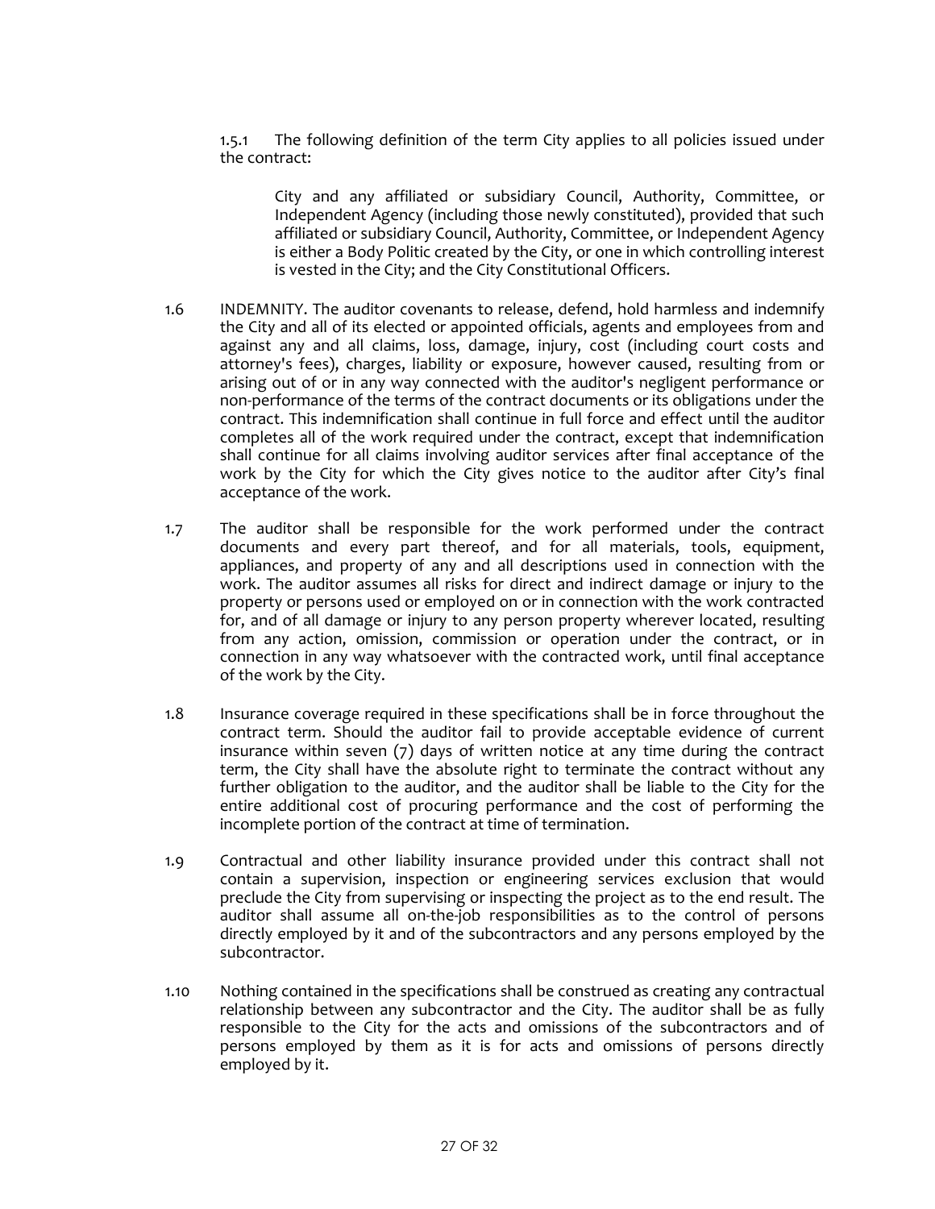1.5.1 The following definition of the term City applies to all policies issued under the contract:

> City and any affiliated or subsidiary Council, Authority, Committee, or Independent Agency (including those newly constituted), provided that such affiliated or subsidiary Council, Authority, Committee, or Independent Agency is either a Body Politic created by the City, or one in which controlling interest is vested in the City; and the City Constitutional Officers.

1.6 INDEMNITY. The auditor covenants to release, defend, hold harmless and indemnify the City and all of its elected or appointed officials, agents and employees from and against any and all claims, loss, damage, injury, cost (including court costs and attorney's fees), charges, liability or exposure, however caused, resulting from or arising out of or in any way connected with the auditor's negligent performance or non-performance of the terms of the contract documents or its obligations under the contract. This indemnification shall continue in full force and effect until the auditor completes all of the work required under the contract, except that indemnification shall continue for all claims involving auditor services after final acceptance of the work by the City for which the City gives notice to the auditor after City's final acceptance of the work.

1.7 The auditor shall be responsible for the work performed under the contract documents and every part thereof, and for all materials, tools, equipment, appliances, and property of any and all descriptions used in connection with the work. The auditor assumes all risks for direct and indirect damage or injury to the property or persons used or employed on or in connection with the work contracted for, and of all damage or injury to any person property wherever located, resulting from any action, omission, commission or operation under the contract, or in connection in any way whatsoever with the contracted work, until final acceptance of the work by the City.

1.8 Insurance coverage required in these specifications shall be in force throughout the contract term. Should the auditor fail to provide acceptable evidence of current insurance within seven (7) days of written notice at any time during the contract term, the City shall have the absolute right to terminate the contract without any further obligation to the auditor, and the auditor shall be liable to the City for the entire additional cost of procuring performance and the cost of performing the incomplete portion of the contract at time of termination.

1.9 Contractual and other liability insurance provided under this contract shall not contain a supervision, inspection or engineering services exclusion that would preclude the City from supervising or inspecting the project as to the end result. The auditor shall assume all on-the-job responsibilities as to the control of persons directly employed by it and of the subcontractors and any persons employed by the subcontractor.

1.10 Nothing contained in the specifications shall be construed as creating any contractual relationship between any subcontractor and the City. The auditor shall be as fully responsible to the City for the acts and omissions of the subcontractors and of persons employed by them as it is for acts and omissions of persons directly employed by it.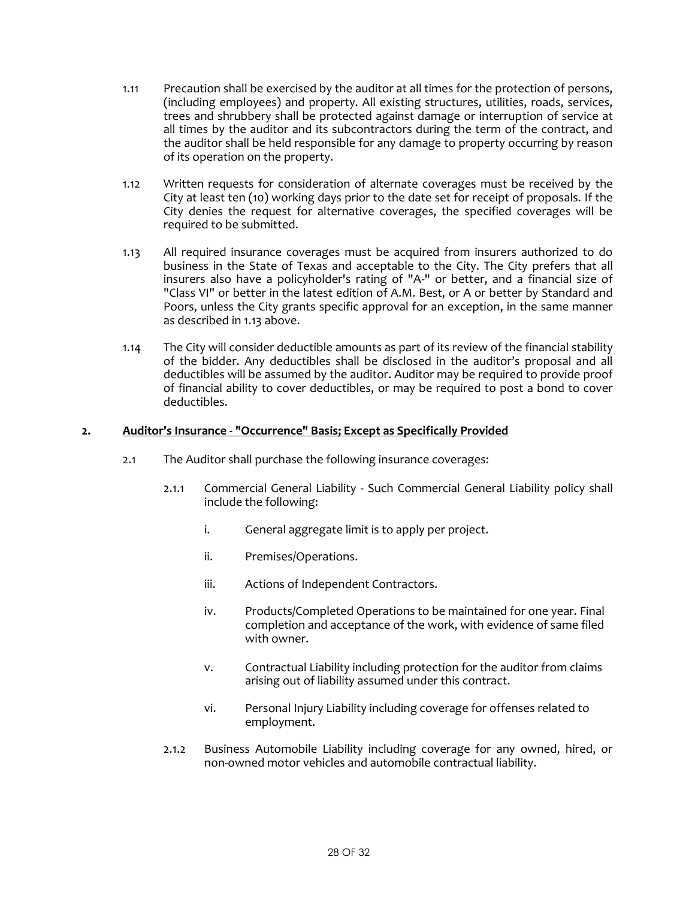1.11 Precaution shall be exercised by the auditor at all times for the protection of persons, (including employees) and property. All existing structures, utilities, roads, services, trees and shrubbery shall be protected against damage or interruption of service at all times by the auditor and its subcontractors during the term of the contract, and the auditor shall be held responsible for any damage to property occurring by reason of its operation on the property.

1.12 Written requests for consideration of alternate coverages must be received by the City at least ten (10) working days prior to the date set for receipt of proposals. If the City denies the request for alternative coverages, the specified coverages will be required to be submitted.

1.13 All required insurance coverages must be acquired from insurers authorized to do business in the State of Texas and acceptable to the City. The City prefers that all insurers also have a policyholder's rating of "A-" or better, and a financial size of "Class VI" or better in the latest edition of A.M. Best, or A or better by Standard and Poors, unless the City grants specific approval for an exception, in the same manner as described in 1.13 above.

1.14 The City will consider deductible amounts as part of its review of the financial stability of the bidder. Any deductibles shall be disclosed in the auditor's proposal and all deductibles will be assumed by the auditor. Auditor may be required to provide proof of financial ability to cover deductibles, or may be required to post a bond to cover deductibles.

## 2. <u>Auditor's Insurance - "Occurrence" Basis; Except as Specifically Provided</u>

2.1 The Auditor shall purchase the following insurance coverages:

2.1.1 Commercial General Liability - Such Commercial General Liability policy shall include the following:

i. General aggregate limit is to apply per project.

ii. Premises/Operations.

iii. Actions of Independent Contractors.

iv. Products/Completed Operations to be maintained for one year. Final completion and acceptance of the work, with evidence of same filed with owner.

v. Contractual Liability including protection for the auditor from claims arising out of liability assumed under this contract.

vi. Personal Injury Liability including coverage for offenses related to employment.

2.1.2 Business Automobile Liability including coverage for any owned, hired, or non-owned motor vehicles and automobile contractual liability.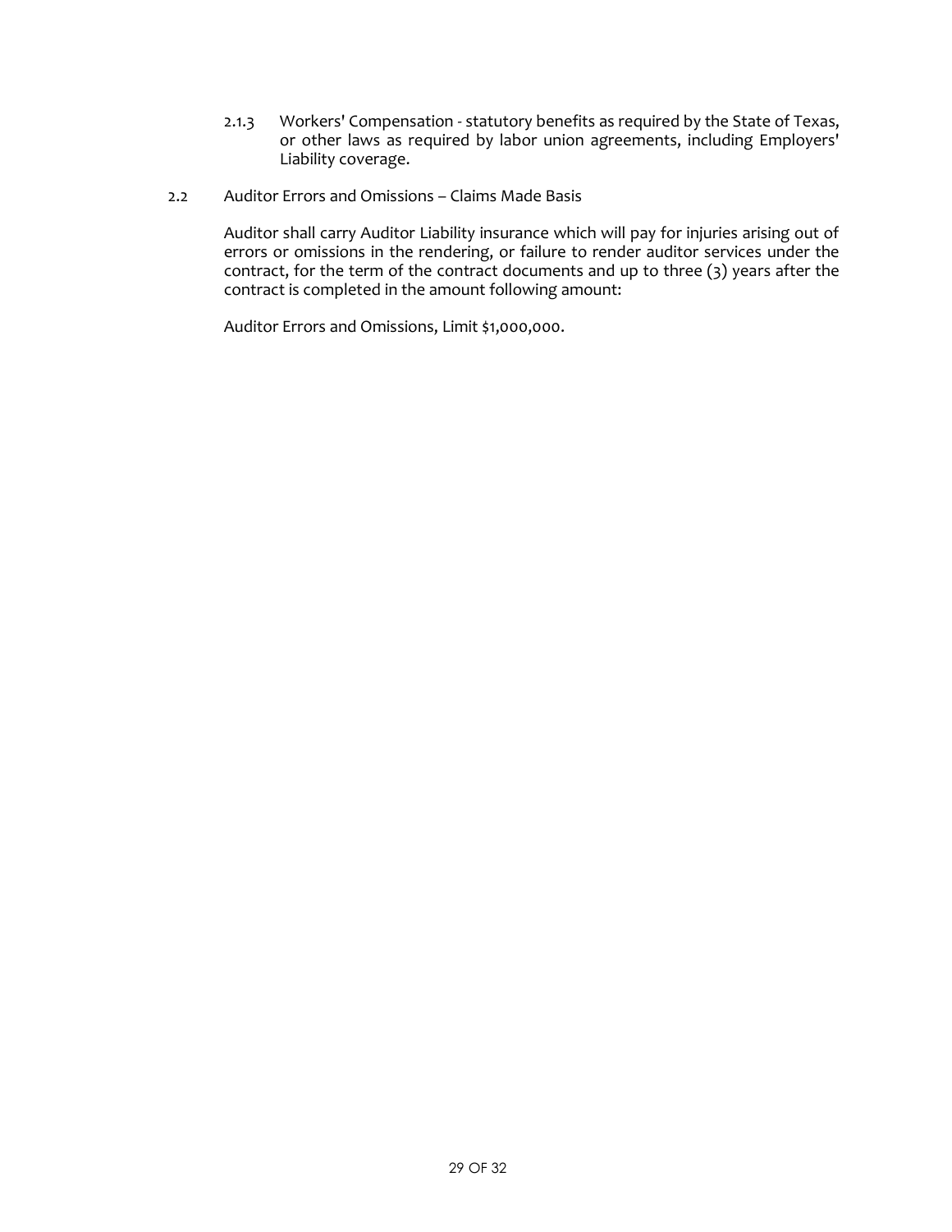2.1.3 Workers' Compensation - statutory benefits as required by the State of Texas, or other laws as required by labor union agreements, including Employers' Liability coverage.

2.2 Auditor Errors and Omissions – Claims Made Basis

Auditor shall carry Auditor Liability insurance which will pay for injuries arising out of errors or omissions in the rendering, or failure to render auditor services under the contract, for the term of the contract documents and up to three (3) years after the contract is completed in the amount following amount:

Auditor Errors and Omissions, Limit $1,000,000.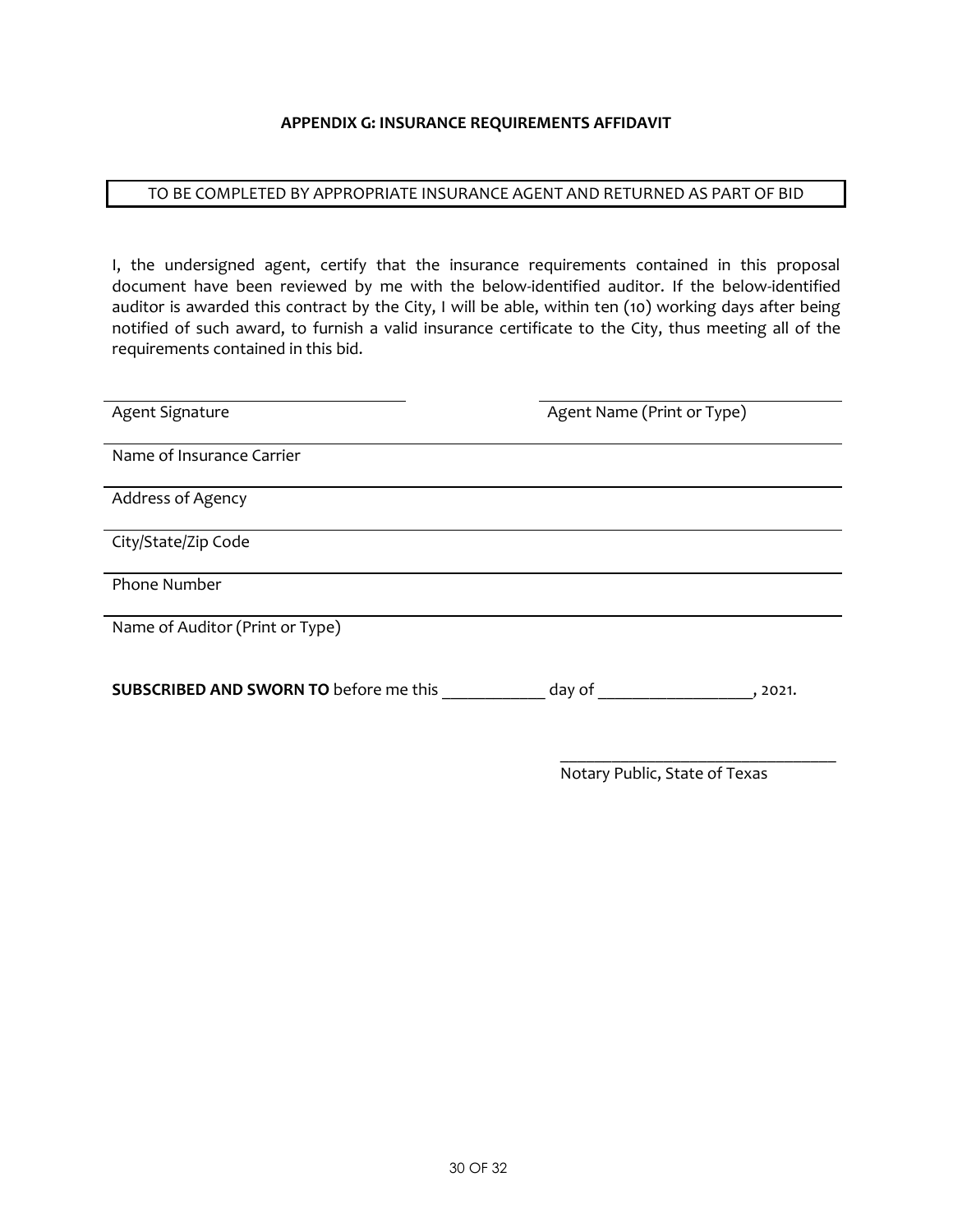**APPENDIX G: INSURANCE REQUIREMENTS AFFIDAVIT**

TO BE COMPLETED BY APPROPRIATE INSURANCE AGENT AND RETURNED AS PART OF BID

I, the undersigned agent, certify that the insurance requirements contained in this proposal document have been reviewed by me with the below-identified auditor. If the below-identified auditor is awarded this contract by the City, I will be able, within ten (10) working days after being notified of such award, to furnish a valid insurance certificate to the City, thus meeting all of the requirements contained in this bid.

______________________________ ______________________________

Agent Signature Agent Name (Print or Type)

Name of Insurance Carrier

Address of Agency

City/State/Zip Code

Phone Number

Name of Auditor (Print or Type)

**SUBSCRIBED AND SWORN TO** before me this ___________ day of _________________, 2021.

______________________________

Notary Public, State of Texas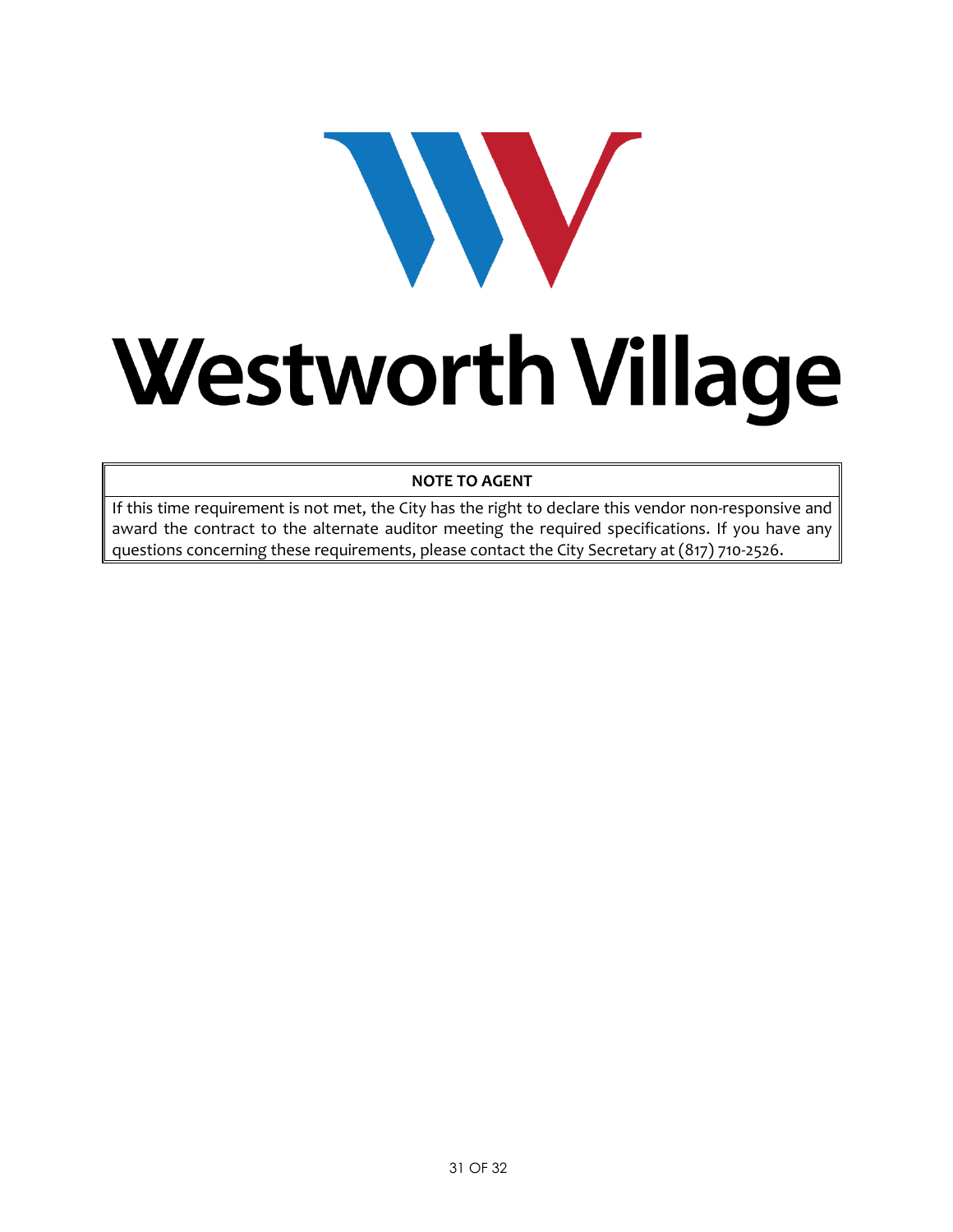Westworth Village

| NOTE TO AGENT |
| --- |
| If this time requirement is not met, the City has the right to declare this vendor non-responsive and award the contract to the alternate auditor meeting the required specifications. If you have any questions concerning these requirements, please contact the City Secretary at (817) 710-2526. |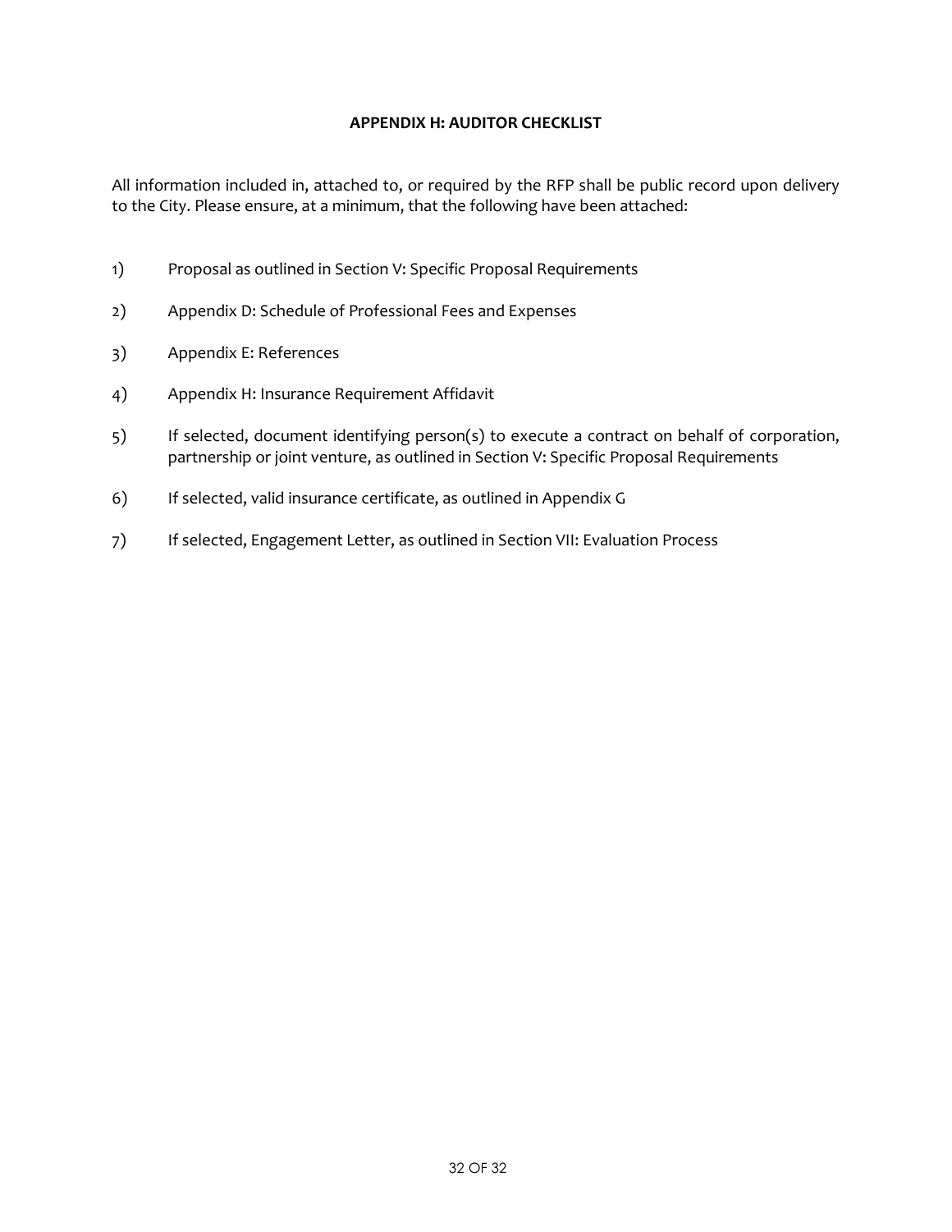## APPENDIX H: AUDITOR CHECKLIST

All information included in, attached to, or required by the RFP shall be public record upon delivery to the City. Please ensure, at a minimum, that the following have been attached:

1) Proposal as outlined in Section V: Specific Proposal Requirements

2) Appendix D: Schedule of Professional Fees and Expenses

3) Appendix E: References

4) Appendix H: Insurance Requirement Affidavit

5) If selected, document identifying person(s) to execute a contract on behalf of corporation, partnership or joint venture, as outlined in Section V: Specific Proposal Requirements

6) If selected, valid insurance certificate, as outlined in Appendix G

7) If selected, Engagement Letter, as outlined in Section VII: Evaluation Process